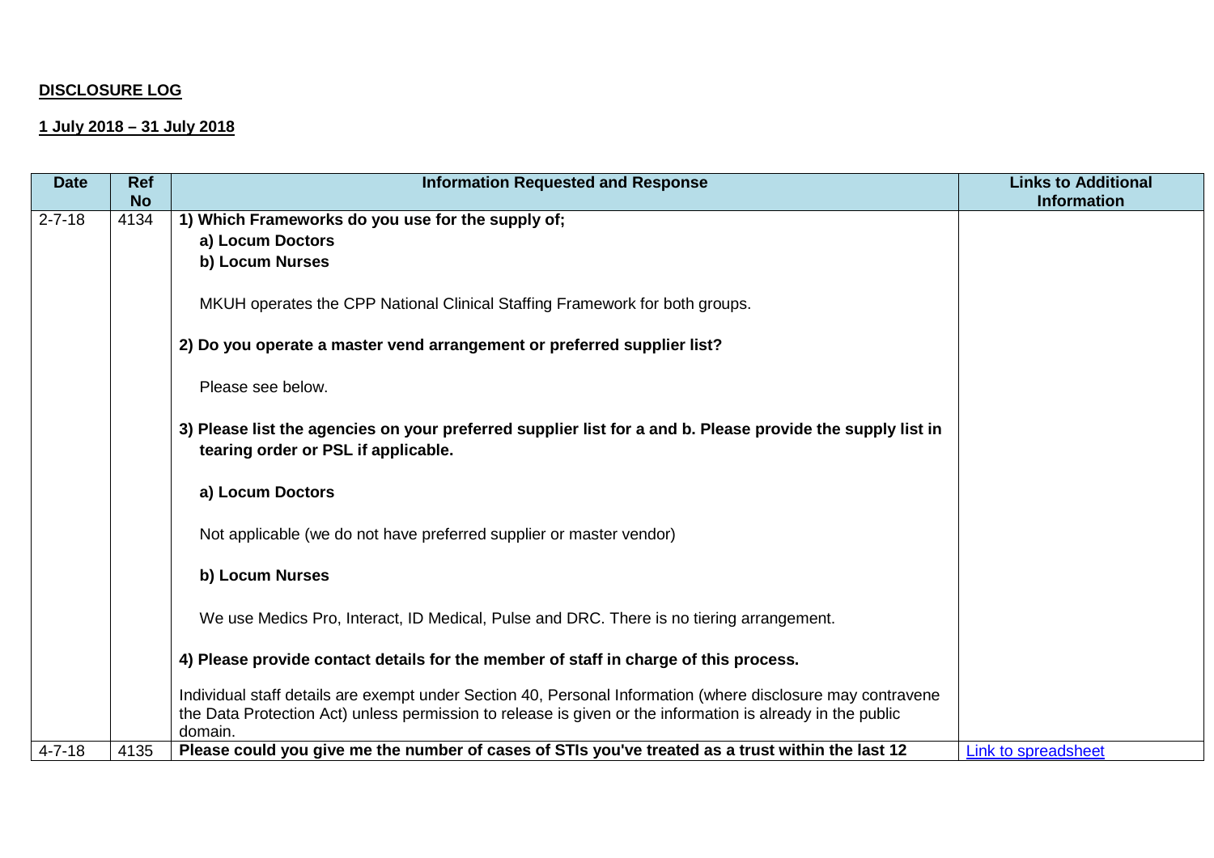**DISCLOSURE LOG**

**1 July 2018 – 31 July 2018**

| Date | Ref No | Information Requested and Response | Links to Additional Information |
|---|---|---|---|
| 2-7-18 | 4134 | **1) Which Frameworks do you use for the supply of;**<br>**a) Locum Doctors**<br>**b) Locum Nurses**<br><br>MKUH operates the CPP National Clinical Staffing Framework for both groups.<br><br>**2) Do you operate a master vend arrangement or preferred supplier list?**<br><br>Please see below.<br><br>**3) Please list the agencies on your preferred supplier list for a and b. Please provide the supply list in tearing order or PSL if applicable.**<br><br>**a) Locum Doctors**<br><br>Not applicable (we do not have preferred supplier or master vendor)<br><br>**b) Locum Nurses**<br><br>We use Medics Pro, Interact, ID Medical, Pulse and DRC. There is no tiering arrangement.<br><br>**4) Please provide contact details for the member of staff in charge of this process.**<br><br>Individual staff details are exempt under Section 40, Personal Information (where disclosure may contravene the Data Protection Act) unless permission to release is given or the information is already in the public domain. | |
| 4-7-18 | 4135 | **Please could you give me the number of cases of STIs you've treated as a trust within the last 12** | Link to spreadsheet |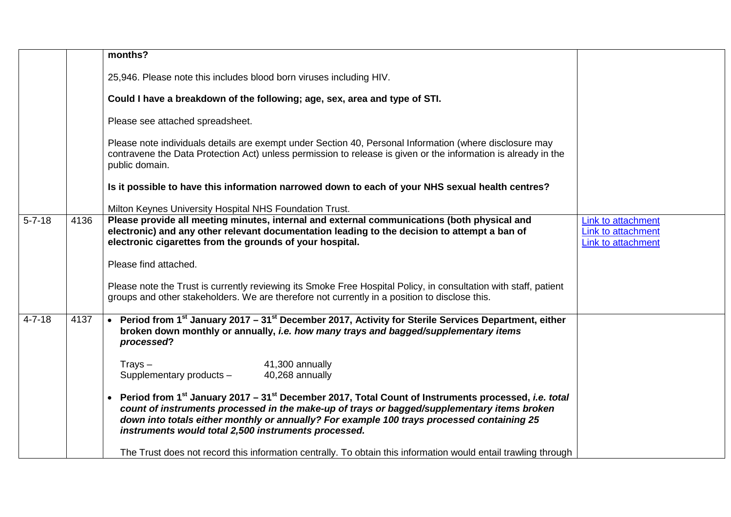| | | | |
|---|---|---|---|
| | | **months?**<br><br>25,946. Please note this includes blood born viruses including HIV.<br><br>**Could I have a breakdown of the following; age, sex, area and type of STI.**<br><br>Please see attached spreadsheet.<br><br>Please note individuals details are exempt under Section 40, Personal Information (where disclosure may contravene the Data Protection Act) unless permission to release is given or the information is already in the public domain.<br><br>**Is it possible to have this information narrowed down to each of your NHS sexual health centres?**<br><br>Milton Keynes University Hospital NHS Foundation Trust. | |
| 5-7-18 | 4136 | **Please provide all meeting minutes, internal and external communications (both physical and electronic) and any other relevant documentation leading to the decision to attempt a ban of electronic cigarettes from the grounds of your hospital.**<br><br>Please find attached.<br><br>Please note the Trust is currently reviewing its Smoke Free Hospital Policy, in consultation with staff, patient groups and other stakeholders. We are therefore not currently in a position to disclose this. | Link to attachment<br>Link to attachment<br>Link to attachment |
| 4-7-18 | 4137 | • **Period from 1st January 2017 – 31st December 2017, Activity for Sterile Services Department, either broken down monthly or annually, *i.e. how many trays and bagged/supplementary items processed*?**<br><br>Trays – 41,300 annually<br>Supplementary products – 40,268 annually<br><br>• **Period from 1st January 2017 – 31st December 2017, Total Count of Instruments processed, *i.e. total count of instruments processed in the make-up of trays or bagged/supplementary items broken down into totals either monthly or annually? For example 100 trays processed containing 25 instruments would total 2,500 instruments processed.***<br><br>The Trust does not record this information centrally. To obtain this information would entail trawling through | |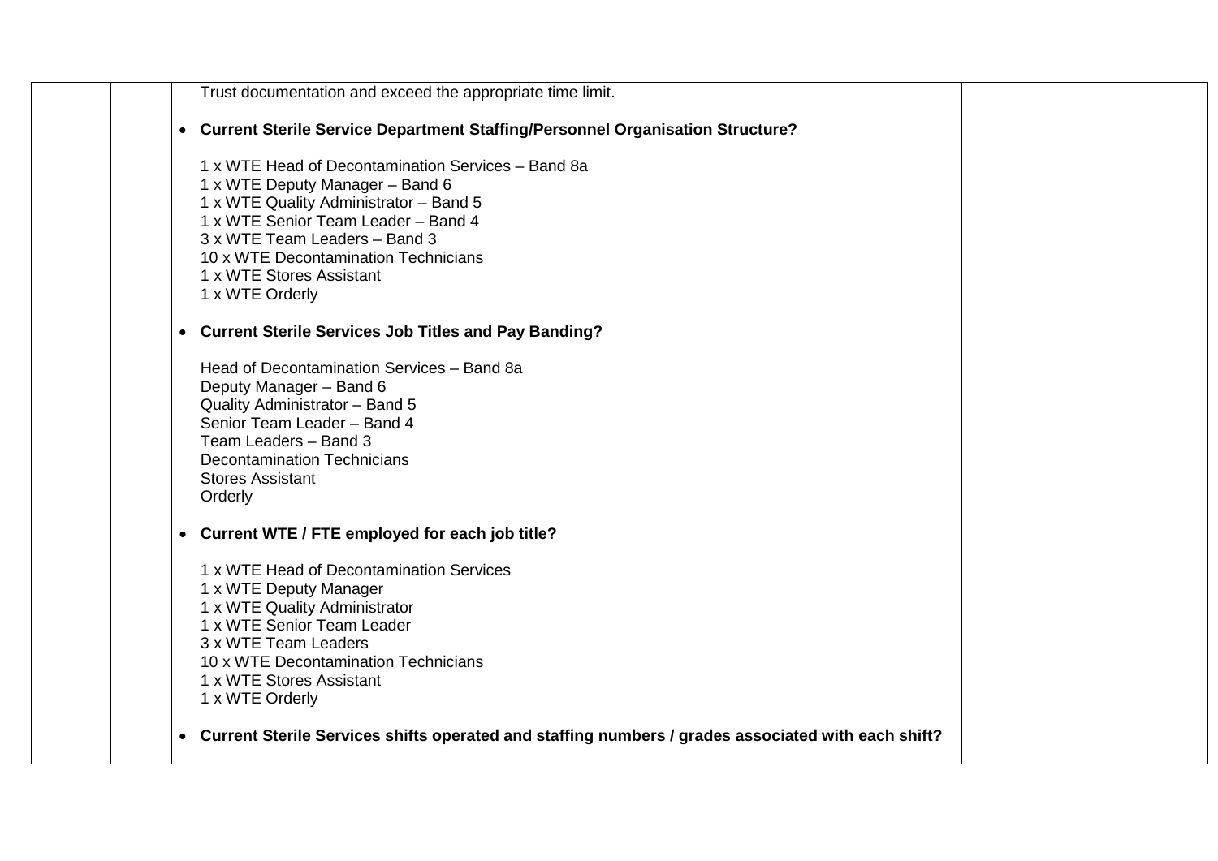| | | | |
|---|---|---|---|
| | | Trust documentation and exceed the appropriate time limit.<br><br>• **Current Sterile Service Department Staffing/Personnel Organisation Structure?**<br><br>1 x WTE Head of Decontamination Services – Band 8a<br>1 x WTE Deputy Manager – Band 6<br>1 x WTE Quality Administrator – Band 5<br>1 x WTE Senior Team Leader – Band 4<br>3 x WTE Team Leaders – Band 3<br>10 x WTE Decontamination Technicians<br>1 x WTE Stores Assistant<br>1 x WTE Orderly<br><br>• **Current Sterile Services Job Titles and Pay Banding?**<br><br>Head of Decontamination Services – Band 8a<br>Deputy Manager – Band 6<br>Quality Administrator – Band 5<br>Senior Team Leader – Band 4<br>Team Leaders – Band 3<br>Decontamination Technicians<br>Stores Assistant<br>Orderly<br><br>• **Current WTE / FTE employed for each job title?**<br><br>1 x WTE Head of Decontamination Services<br>1 x WTE Deputy Manager<br>1 x WTE Quality Administrator<br>1 x WTE Senior Team Leader<br>3 x WTE Team Leaders<br>10 x WTE Decontamination Technicians<br>1 x WTE Stores Assistant<br>1 x WTE Orderly<br><br>• **Current Sterile Services shifts operated and staffing numbers / grades associated with each shift?** | |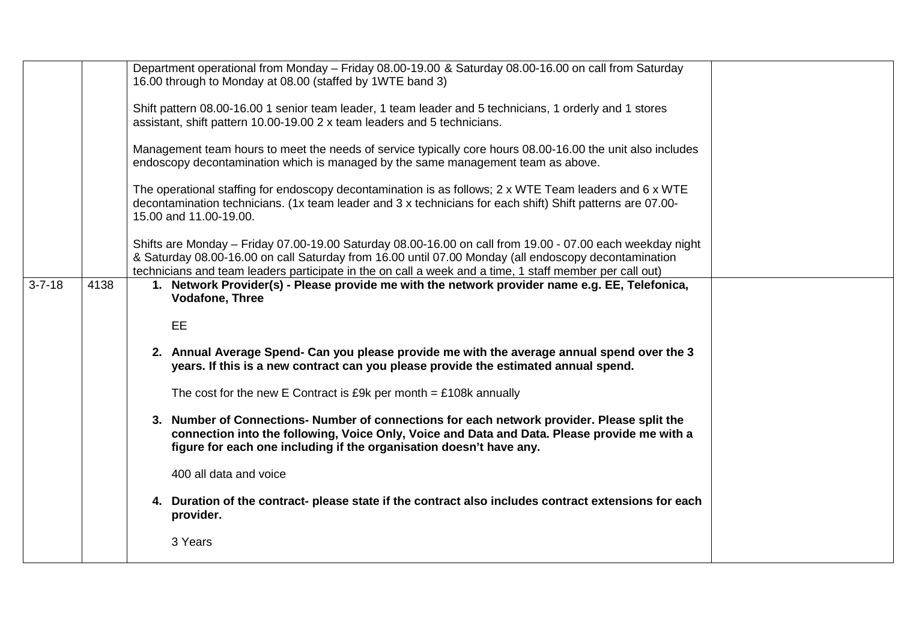| | | | |
|---|---|---|---|
| | | Department operational from Monday – Friday 08.00-19.00 & Saturday 08.00-16.00 on call from Saturday 16.00 through to Monday at 08.00 (staffed by 1WTE band 3)<br><br>Shift pattern 08.00-16.00 1 senior team leader, 1 team leader and 5 technicians, 1 orderly and 1 stores assistant, shift pattern 10.00-19.00 2 x team leaders and 5 technicians.<br><br>Management team hours to meet the needs of service typically core hours 08.00-16.00 the unit also includes endoscopy decontamination which is managed by the same management team as above.<br><br>The operational staffing for endoscopy decontamination is as follows; 2 x WTE Team leaders and 6 x WTE decontamination technicians. (1x team leader and 3 x technicians for each shift) Shift patterns are 07.00-15.00 and 11.00-19.00.<br><br>Shifts are Monday – Friday 07.00-19.00 Saturday 08.00-16.00 on call from 19.00 - 07.00 each weekday night & Saturday 08.00-16.00 on call Saturday from 16.00 until 07.00 Monday (all endoscopy decontamination technicians and team leaders participate in the on call a week and a time, 1 staff member per call out) | |
| 3-7-18 | 4138 | 1. **Network Provider(s) - Please provide me with the network provider name e.g. EE, Telefonica, Vodafone, Three**<br><br>EE<br><br>2. **Annual Average Spend- Can you please provide me with the average annual spend over the 3 years. If this is a new contract can you please provide the estimated annual spend.**<br><br>The cost for the new E Contract is £9k per month = £108k annually<br><br>3. **Number of Connections- Number of connections for each network provider. Please split the connection into the following, Voice Only, Voice and Data and Data. Please provide me with a figure for each one including if the organisation doesn't have any.**<br><br>400 all data and voice<br><br>4. **Duration of the contract- please state if the contract also includes contract extensions for each provider.**<br><br>3 Years | |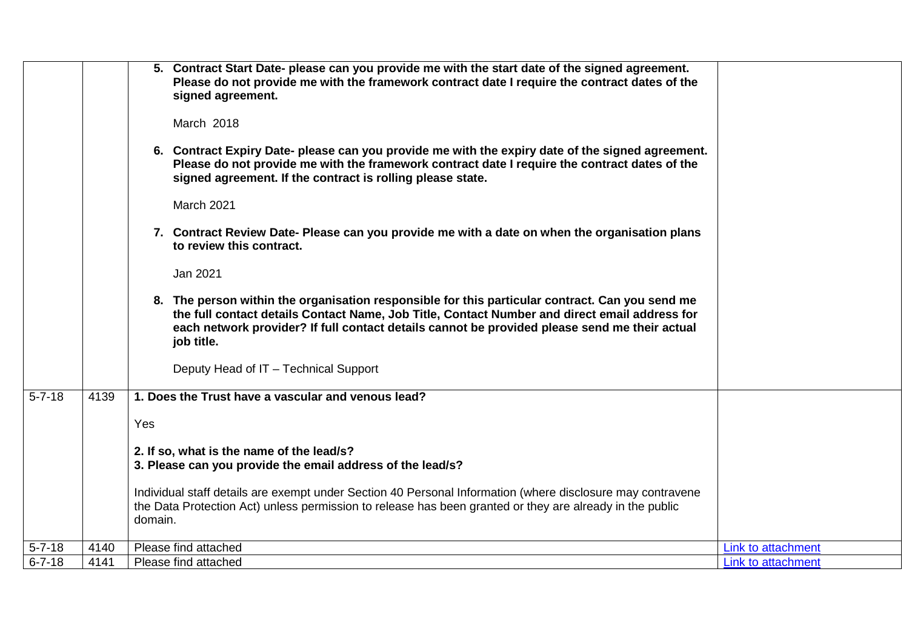| | | | |
|---|---|---|---|
| | | **5. Contract Start Date- please can you provide me with the start date of the signed agreement. Please do not provide me with the framework contract date I require the contract dates of the signed agreement.**<br><br>March 2018<br><br>**6. Contract Expiry Date- please can you provide me with the expiry date of the signed agreement. Please do not provide me with the framework contract date I require the contract dates of the signed agreement. If the contract is rolling please state.**<br><br>March 2021<br><br>**7. Contract Review Date- Please can you provide me with a date on when the organisation plans to review this contract.**<br><br>Jan 2021<br><br>**8. The person within the organisation responsible for this particular contract. Can you send me the full contact details Contact Name, Job Title, Contact Number and direct email address for each network provider? If full contact details cannot be provided please send me their actual job title.**<br><br>Deputy Head of IT – Technical Support | |
| 5-7-18 | 4139 | **1. Does the Trust have a vascular and venous lead?**<br><br>Yes<br><br>**2. If so, what is the name of the lead/s?**<br>**3. Please can you provide the email address of the lead/s?**<br><br>Individual staff details are exempt under Section 40 Personal Information (where disclosure may contravene the Data Protection Act) unless permission to release has been granted or they are already in the public domain. | |
| 5-7-18 | 4140 | Please find attached | Link to attachment |
| 6-7-18 | 4141 | Please find attached | Link to attachment |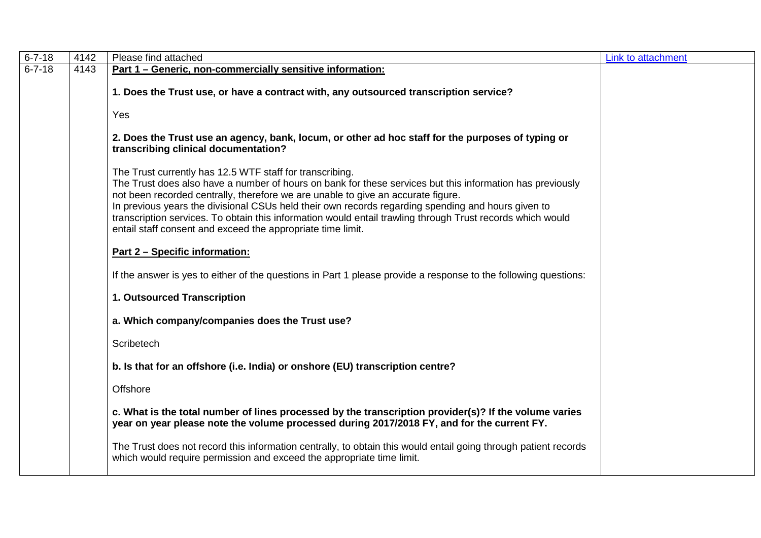| | | | |
|---|---|---|---|
| 6-7-18 | 4142 | Please find attached | [Link to attachment]() |
| 6-7-18 | 4143 | <u>**Part 1 – Generic, non-commercially sensitive information:**</u><br><br>**1. Does the Trust use, or have a contract with, any outsourced transcription service?**<br><br>Yes<br><br>**2. Does the Trust use an agency, bank, locum, or other ad hoc staff for the purposes of typing or transcribing clinical documentation?**<br><br>The Trust currently has 12.5 WTF staff for transcribing.<br>The Trust does also have a number of hours on bank for these services but this information has previously not been recorded centrally, therefore we are unable to give an accurate figure.<br>In previous years the divisional CSUs held their own records regarding spending and hours given to transcription services. To obtain this information would entail trawling through Trust records which would entail staff consent and exceed the appropriate time limit.<br><br><u>**Part 2 – Specific information:**</u><br><br>If the answer is yes to either of the questions in Part 1 please provide a response to the following questions:<br><br>**1. Outsourced Transcription**<br><br>**a. Which company/companies does the Trust use?**<br><br>Scribetech<br><br>**b. Is that for an offshore (i.e. India) or onshore (EU) transcription centre?**<br><br>Offshore<br><br>**c. What is the total number of lines processed by the transcription provider(s)? If the volume varies year on year please note the volume processed during 2017/2018 FY, and for the current FY.**<br><br>The Trust does not record this information centrally, to obtain this would entail going through patient records which would require permission and exceed the appropriate time limit. | |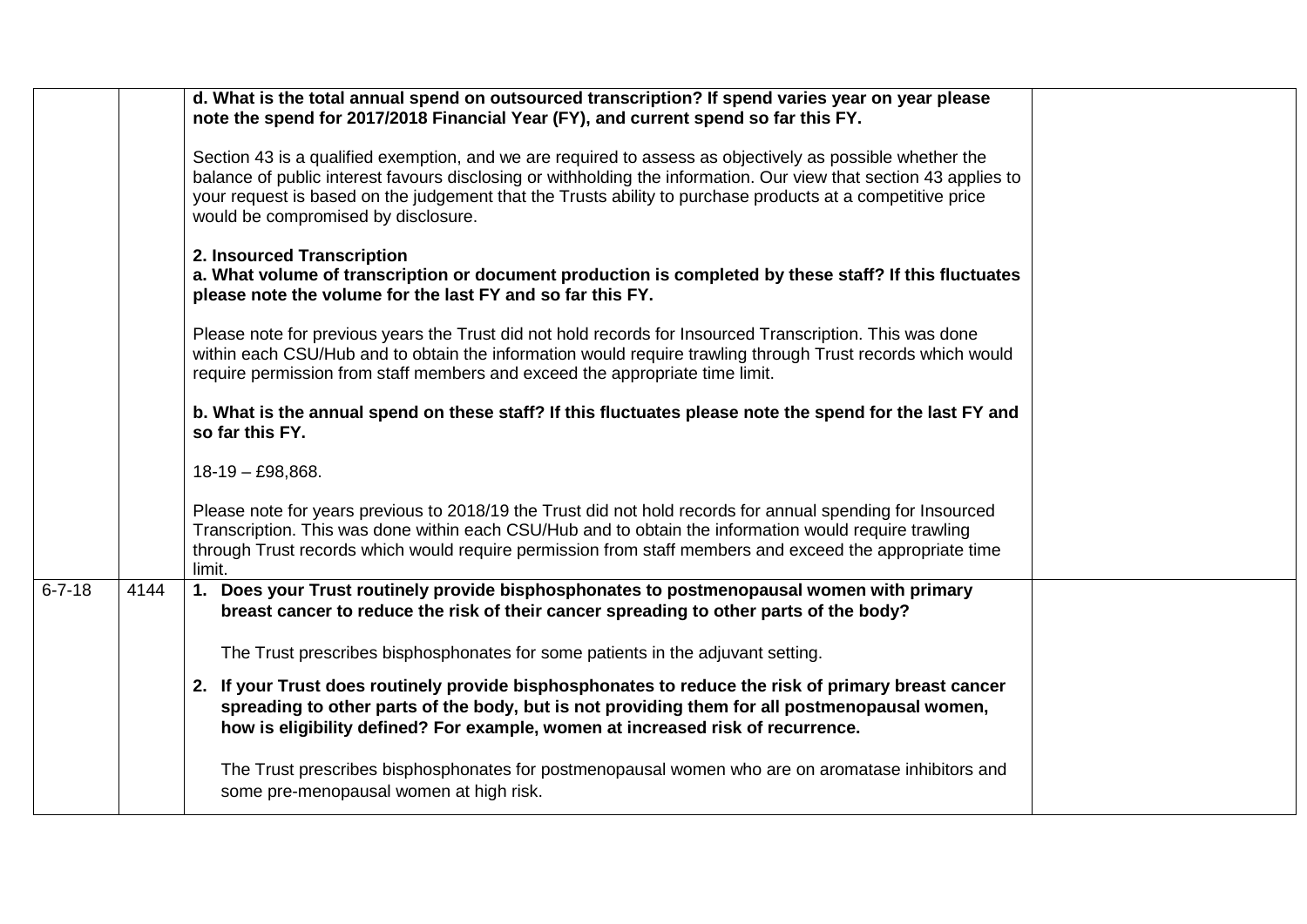| | | | |
|---|---|---|---|
| | | **d. What is the total annual spend on outsourced transcription? If spend varies year on year please note the spend for 2017/2018 Financial Year (FY), and current spend so far this FY.**<br><br>Section 43 is a qualified exemption, and we are required to assess as objectively as possible whether the balance of public interest favours disclosing or withholding the information. Our view that section 43 applies to your request is based on the judgement that the Trusts ability to purchase products at a competitive price would be compromised by disclosure.<br><br>**2. Insourced Transcription**<br>**a. What volume of transcription or document production is completed by these staff? If this fluctuates please note the volume for the last FY and so far this FY.**<br><br>Please note for previous years the Trust did not hold records for Insourced Transcription. This was done within each CSU/Hub and to obtain the information would require trawling through Trust records which would require permission from staff members and exceed the appropriate time limit.<br><br>**b. What is the annual spend on these staff? If this fluctuates please note the spend for the last FY and so far this FY.**<br><br>18-19 – £98,868.<br><br>Please note for years previous to 2018/19 the Trust did not hold records for annual spending for Insourced Transcription. This was done within each CSU/Hub and to obtain the information would require trawling through Trust records which would require permission from staff members and exceed the appropriate time limit. | |
| 6-7-18 | 4144 | **1. Does your Trust routinely provide bisphosphonates to postmenopausal women with primary breast cancer to reduce the risk of their cancer spreading to other parts of the body?**<br><br>The Trust prescribes bisphosphonates for some patients in the adjuvant setting.<br><br>**2. If your Trust does routinely provide bisphosphonates to reduce the risk of primary breast cancer spreading to other parts of the body, but is not providing them for all postmenopausal women, how is eligibility defined? For example, women at increased risk of recurrence.**<br><br>The Trust prescribes bisphosphonates for postmenopausal women who are on aromatase inhibitors and some pre-menopausal women at high risk. | |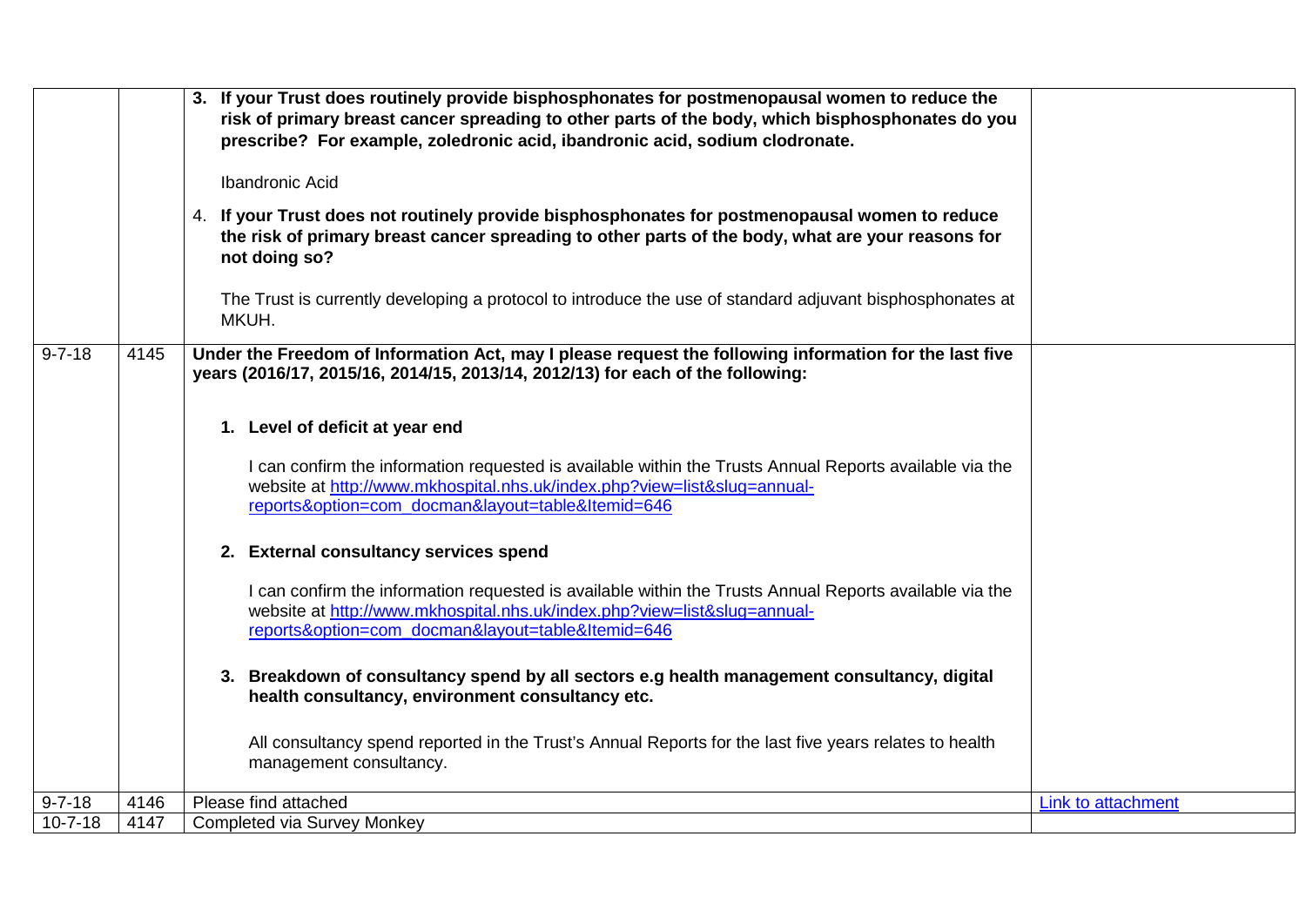| | | | |
|---|---|---|---|
| | | **3. If your Trust does routinely provide bisphosphonates for postmenopausal women to reduce the risk of primary breast cancer spreading to other parts of the body, which bisphosphonates do you prescribe? For example, zoledronic acid, ibandronic acid, sodium clodronate.**<br><br>Ibandronic Acid<br><br>4. **If your Trust does not routinely provide bisphosphonates for postmenopausal women to reduce the risk of primary breast cancer spreading to other parts of the body, what are your reasons for not doing so?**<br><br>The Trust is currently developing a protocol to introduce the use of standard adjuvant bisphosphonates at MKUH. | |
| 9-7-18 | 4145 | **Under the Freedom of Information Act, may I please request the following information for the last five years (2016/17, 2015/16, 2014/15, 2013/14, 2012/13) for each of the following:**<br><br>**1. Level of deficit at year end**<br><br>I can confirm the information requested is available within the Trusts Annual Reports available via the website at [http://www.mkhospital.nhs.uk/index.php?view=list&slug=annual-reports&option=com_docman&layout=table&Itemid=646](http://www.mkhospital.nhs.uk/index.php?view=list&slug=annual-reports&option=com_docman&layout=table&Itemid=646)<br><br>**2. External consultancy services spend**<br><br>I can confirm the information requested is available within the Trusts Annual Reports available via the website at [http://www.mkhospital.nhs.uk/index.php?view=list&slug=annual-reports&option=com_docman&layout=table&Itemid=646](http://www.mkhospital.nhs.uk/index.php?view=list&slug=annual-reports&option=com_docman&layout=table&Itemid=646)<br><br>**3. Breakdown of consultancy spend by all sectors e.g health management consultancy, digital health consultancy, environment consultancy etc.**<br><br>All consultancy spend reported in the Trust's Annual Reports for the last five years relates to health management consultancy. | |
| 9-7-18 | 4146 | Please find attached | Link to attachment |
| 10-7-18 | 4147 | Completed via Survey Monkey | |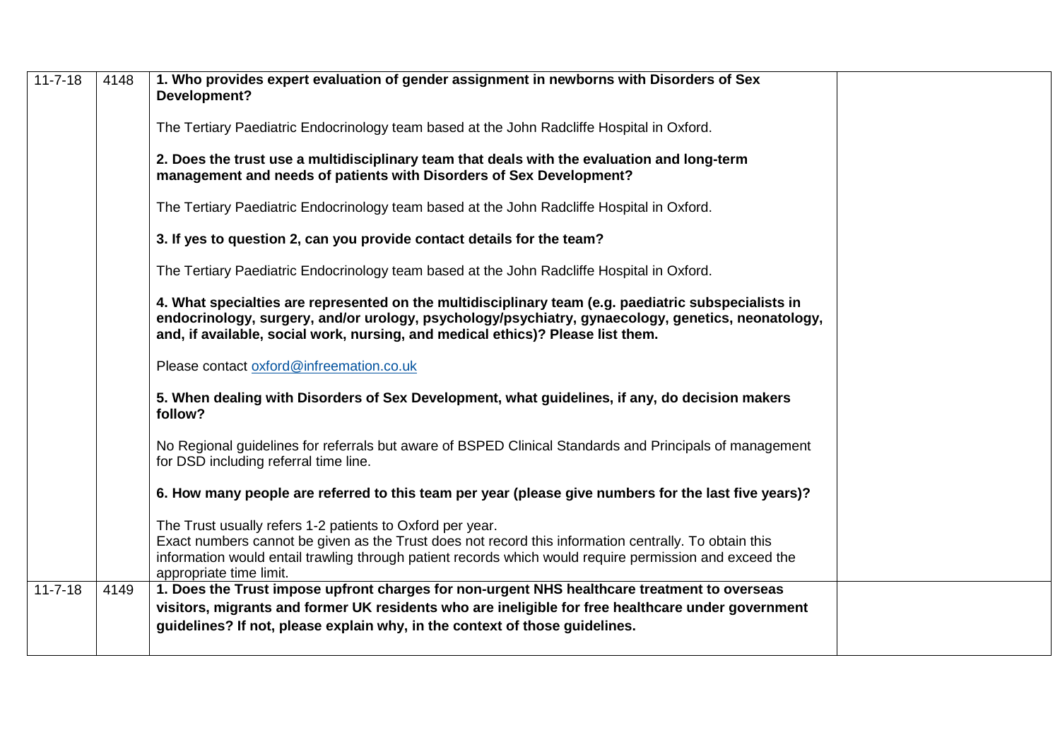| | | | |
|---|---|---|---|
| 11-7-18 | 4148 | **1. Who provides expert evaluation of gender assignment in newborns with Disorders of Sex Development?**<br><br>The Tertiary Paediatric Endocrinology team based at the John Radcliffe Hospital in Oxford.<br><br>**2. Does the trust use a multidisciplinary team that deals with the evaluation and long-term management and needs of patients with Disorders of Sex Development?**<br><br>The Tertiary Paediatric Endocrinology team based at the John Radcliffe Hospital in Oxford.<br><br>**3. If yes to question 2, can you provide contact details for the team?**<br><br>The Tertiary Paediatric Endocrinology team based at the John Radcliffe Hospital in Oxford.<br><br>**4. What specialties are represented on the multidisciplinary team (e.g. paediatric subspecialists in endocrinology, surgery, and/or urology, psychology/psychiatry, gynaecology, genetics, neonatology, and, if available, social work, nursing, and medical ethics)? Please list them.**<br><br>Please contact oxford@infreemation.co.uk<br><br>**5. When dealing with Disorders of Sex Development, what guidelines, if any, do decision makers follow?**<br><br>No Regional guidelines for referrals but aware of BSPED Clinical Standards and Principals of management for DSD including referral time line.<br><br>**6. How many people are referred to this team per year (please give numbers for the last five years)?**<br><br>The Trust usually refers 1-2 patients to Oxford per year.<br>Exact numbers cannot be given as the Trust does not record this information centrally. To obtain this information would entail trawling through patient records which would require permission and exceed the appropriate time limit. | |
| 11-7-18 | 4149 | **1. Does the Trust impose upfront charges for non-urgent NHS healthcare treatment to overseas visitors, migrants and former UK residents who are ineligible for free healthcare under government guidelines? If not, please explain why, in the context of those guidelines.** | |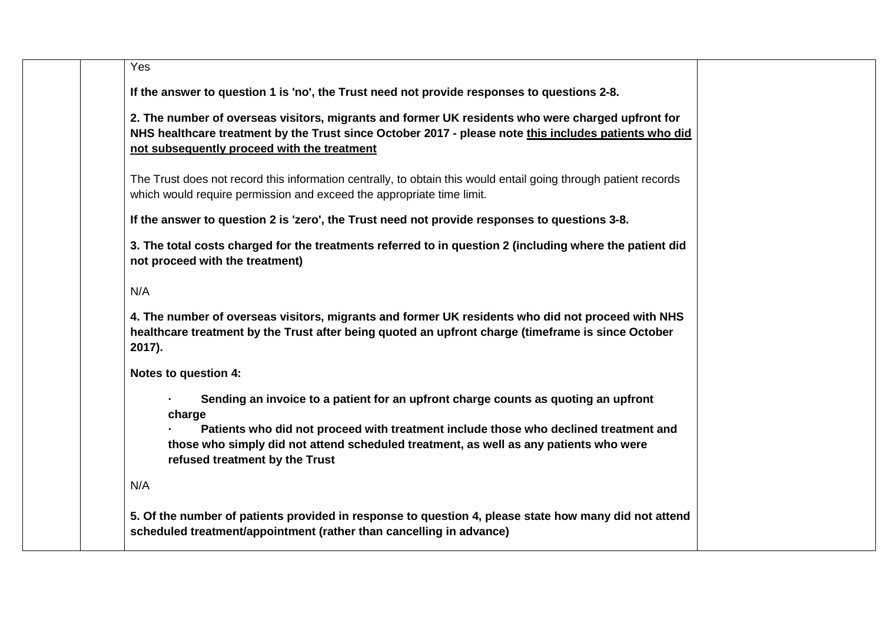Yes

**If the answer to question 1 is 'no', the Trust need not provide responses to questions 2-8.**

**2. The number of overseas visitors, migrants and former UK residents who were charged upfront for NHS healthcare treatment by the Trust since October 2017 - please note <u>this includes patients who did not subsequently proceed with the treatment</u>**

The Trust does not record this information centrally, to obtain this would entail going through patient records which would require permission and exceed the appropriate time limit.

**If the answer to question 2 is 'zero', the Trust need not provide responses to questions 3-8.**

**3. The total costs charged for the treatments referred to in question 2 (including where the patient did not proceed with the treatment)**

N/A

**4. The number of overseas visitors, migrants and former UK residents who did not proceed with NHS healthcare treatment by the Trust after being quoted an upfront charge (timeframe is since October 2017).**

**Notes to question 4:**

- **Sending an invoice to a patient for an upfront charge counts as quoting an upfront charge**
- **Patients who did not proceed with treatment include those who declined treatment and those who simply did not attend scheduled treatment, as well as any patients who were refused treatment by the Trust**

N/A

**5. Of the number of patients provided in response to question 4, please state how many did not attend scheduled treatment/appointment (rather than cancelling in advance)**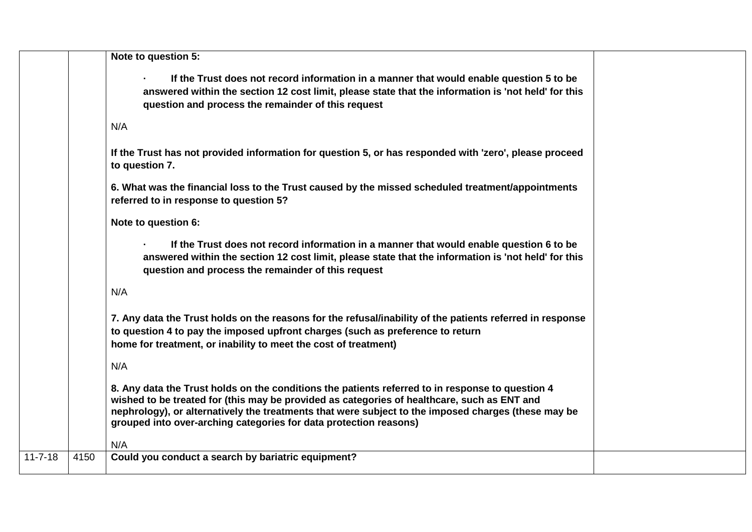| | | | |
|---|---|---|---|
| | | **Note to question 5:**<br><br>**· If the Trust does not record information in a manner that would enable question 5 to be answered within the section 12 cost limit, please state that the information is 'not held' for this question and process the remainder of this request**<br><br>N/A<br><br>**If the Trust has not provided information for question 5, or has responded with 'zero', please proceed to question 7.**<br><br>**6. What was the financial loss to the Trust caused by the missed scheduled treatment/appointments referred to in response to question 5?**<br><br>**Note to question 6:**<br><br>**· If the Trust does not record information in a manner that would enable question 6 to be answered within the section 12 cost limit, please state that the information is 'not held' for this question and process the remainder of this request**<br><br>N/A<br><br>**7. Any data the Trust holds on the reasons for the refusal/inability of the patients referred in response to question 4 to pay the imposed upfront charges (such as preference to return home for treatment, or inability to meet the cost of treatment)**<br><br>N/A<br><br>**8. Any data the Trust holds on the conditions the patients referred to in response to question 4 wished to be treated for (this may be provided as categories of healthcare, such as ENT and nephrology), or alternatively the treatments that were subject to the imposed charges (these may be grouped into over-arching categories for data protection reasons)**<br><br>N/A | |
| 11-7-18 | 4150 | **Could you conduct a search by bariatric equipment?** | |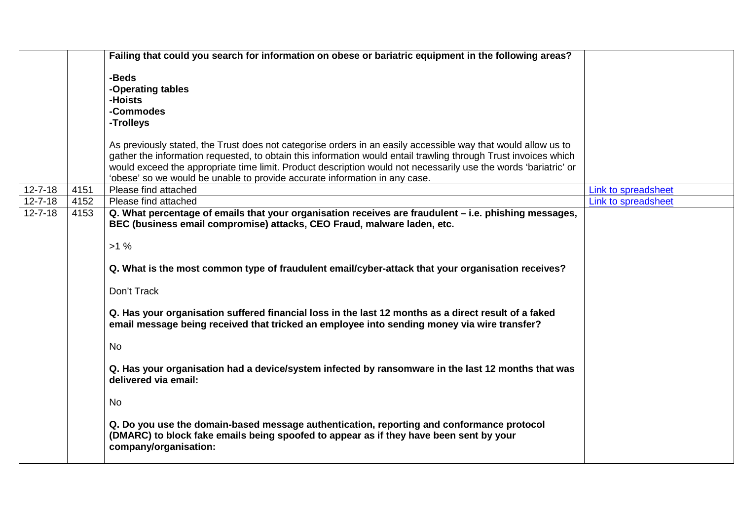| | | | |
|---|---|---|---|
| | | **Failing that could you search for information on obese or bariatric equipment in the following areas?**<br><br>**-Beds**<br>**-Operating tables**<br>**-Hoists**<br>**-Commodes**<br>**-Trolleys**<br><br>As previously stated, the Trust does not categorise orders in an easily accessible way that would allow us to gather the information requested, to obtain this information would entail trawling through Trust invoices which would exceed the appropriate time limit. Product description would not necessarily use the words 'bariatric' or 'obese' so we would be unable to provide accurate information in any case. | |
| 12-7-18 | 4151 | Please find attached | Link to spreadsheet |
| 12-7-18 | 4152 | Please find attached | Link to spreadsheet |
| 12-7-18 | 4153 | **Q. What percentage of emails that your organisation receives are fraudulent – i.e. phishing messages, BEC (business email compromise) attacks, CEO Fraud, malware laden, etc.**<br><br>>1 %<br><br>**Q. What is the most common type of fraudulent email/cyber-attack that your organisation receives?**<br><br>Don't Track<br><br>**Q. Has your organisation suffered financial loss in the last 12 months as a direct result of a faked email message being received that tricked an employee into sending money via wire transfer?**<br><br>No<br><br>**Q. Has your organisation had a device/system infected by ransomware in the last 12 months that was delivered via email:**<br><br>No<br><br>**Q. Do you use the domain-based message authentication, reporting and conformance protocol (DMARC) to block fake emails being spoofed to appear as if they have been sent by your company/organisation:** | |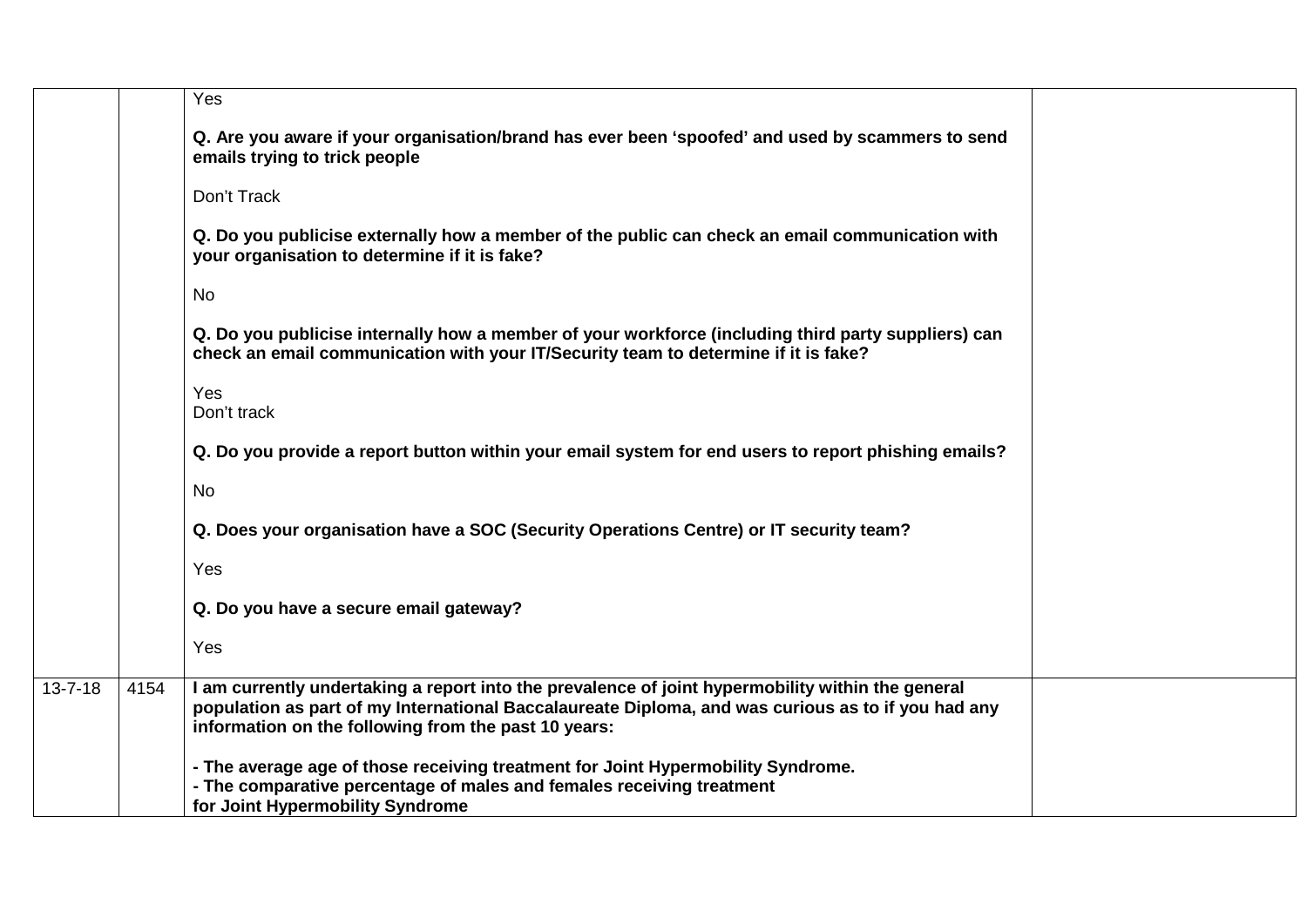| | | | |
|---|---|---|---|
| | | Yes<br><br>**Q. Are you aware if your organisation/brand has ever been 'spoofed' and used by scammers to send emails trying to trick people**<br><br>Don't Track<br><br>**Q. Do you publicise externally how a member of the public can check an email communication with your organisation to determine if it is fake?**<br><br>No<br><br>**Q. Do you publicise internally how a member of your workforce (including third party suppliers) can check an email communication with your IT/Security team to determine if it is fake?**<br><br>Yes<br>Don't track<br><br>**Q. Do you provide a report button within your email system for end users to report phishing emails?**<br><br>No<br><br>**Q. Does your organisation have a SOC (Security Operations Centre) or IT security team?**<br><br>Yes<br><br>**Q. Do you have a secure email gateway?**<br><br>Yes | |
| 13-7-18 | 4154 | **I am currently undertaking a report into the prevalence of joint hypermobility within the general population as part of my International Baccalaureate Diploma, and was curious as to if you had any information on the following from the past 10 years:**<br><br>**- The average age of those receiving treatment for Joint Hypermobility Syndrome.**<br>**- The comparative percentage of males and females receiving treatment for Joint Hypermobility Syndrome** | |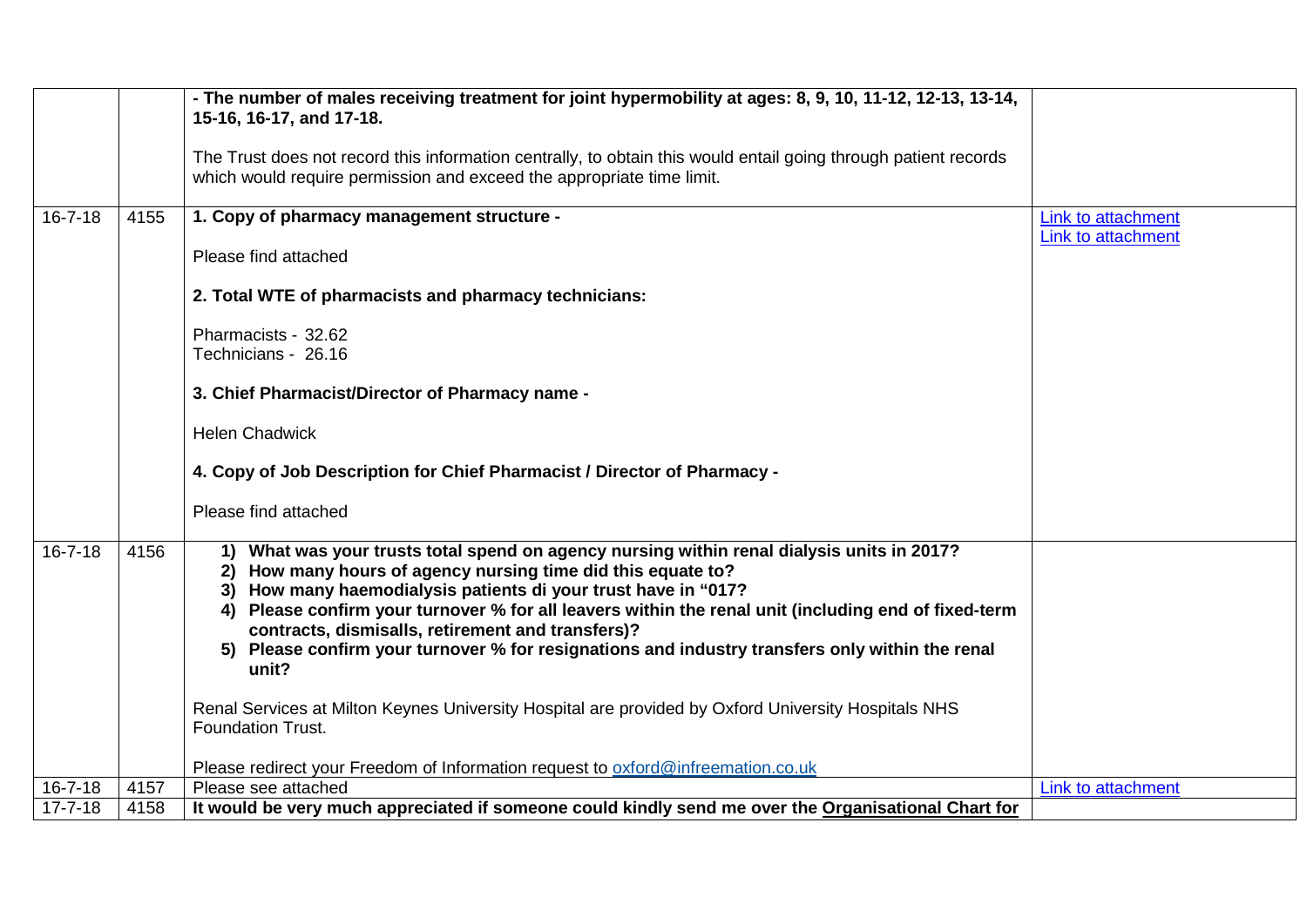| | | | |
|---|---|---|---|
| | | **- The number of males receiving treatment for joint hypermobility at ages: 8, 9, 10, 11-12, 12-13, 13-14, 15-16, 16-17, and 17-18.**<br><br>The Trust does not record this information centrally, to obtain this would entail going through patient records which would require permission and exceed the appropriate time limit. | |
| 16-7-18 | 4155 | **1. Copy of pharmacy management structure -**<br><br>Please find attached<br><br>**2. Total WTE of pharmacists and pharmacy technicians:**<br><br>Pharmacists - 32.62<br>Technicians - 26.16<br><br>**3. Chief Pharmacist/Director of Pharmacy name -**<br><br>Helen Chadwick<br><br>**4. Copy of Job Description for Chief Pharmacist / Director of Pharmacy -**<br><br>Please find attached | Link to attachment<br>Link to attachment |
| 16-7-18 | 4156 | **1) What was your trusts total spend on agency nursing within renal dialysis units in 2017?**<br>**2) How many hours of agency nursing time did this equate to?**<br>**3) How many haemodialysis patients di your trust have in "017?**<br>**4) Please confirm your turnover % for all leavers within the renal unit (including end of fixed-term contracts, dismisalls, retirement and transfers)?**<br>**5) Please confirm your turnover % for resignations and industry transfers only within the renal unit?**<br><br>Renal Services at Milton Keynes University Hospital are provided by Oxford University Hospitals NHS Foundation Trust.<br><br>Please redirect your Freedom of Information request to oxford@infreemation.co.uk | |
| 16-7-18 | 4157 | Please see attached | Link to attachment |
| 17-7-18 | 4158 | **It would be very much appreciated if someone could kindly send me over the Organisational Chart for** | |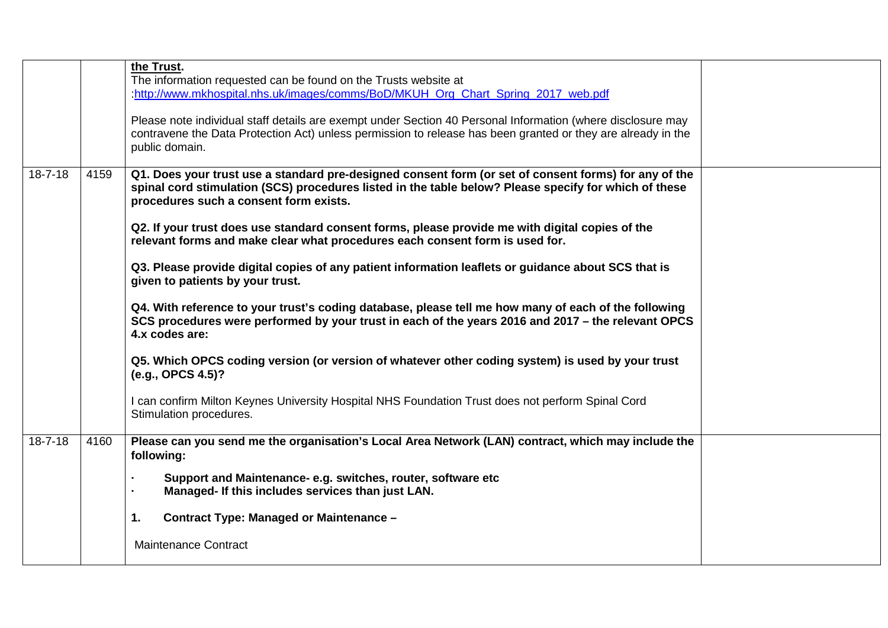|  |  |  |  |
|---|---|---|---|
|  |  | **the Trust.**<br>The information requested can be found on the Trusts website at :http://www.mkhospital.nhs.uk/images/comms/BoD/MKUH_Org_Chart_Spring_2017_web.pdf<br><br>Please note individual staff details are exempt under Section 40 Personal Information (where disclosure may contravene the Data Protection Act) unless permission to release has been granted or they are already in the public domain. |  |
| 18-7-18 | 4159 | **Q1. Does your trust use a standard pre-designed consent form (or set of consent forms) for any of the spinal cord stimulation (SCS) procedures listed in the table below? Please specify for which of these procedures such a consent form exists.**<br><br>**Q2. If your trust does use standard consent forms, please provide me with digital copies of the relevant forms and make clear what procedures each consent form is used for.**<br><br>**Q3. Please provide digital copies of any patient information leaflets or guidance about SCS that is given to patients by your trust.**<br><br>**Q4. With reference to your trust's coding database, please tell me how many of each of the following SCS procedures were performed by your trust in each of the years 2016 and 2017 – the relevant OPCS 4.x codes are:**<br><br>**Q5. Which OPCS coding version (or version of whatever other coding system) is used by your trust (e.g., OPCS 4.5)?**<br><br>I can confirm Milton Keynes University Hospital NHS Foundation Trust does not perform Spinal Cord Stimulation procedures. |  |
| 18-7-18 | 4160 | **Please can you send me the organisation's Local Area Network (LAN) contract, which may include the following:**<br><br>· **Support and Maintenance- e.g. switches, router, software etc**<br>· **Managed- If this includes services than just LAN.**<br><br>**1. Contract Type: Managed or Maintenance –**<br><br>Maintenance Contract |  |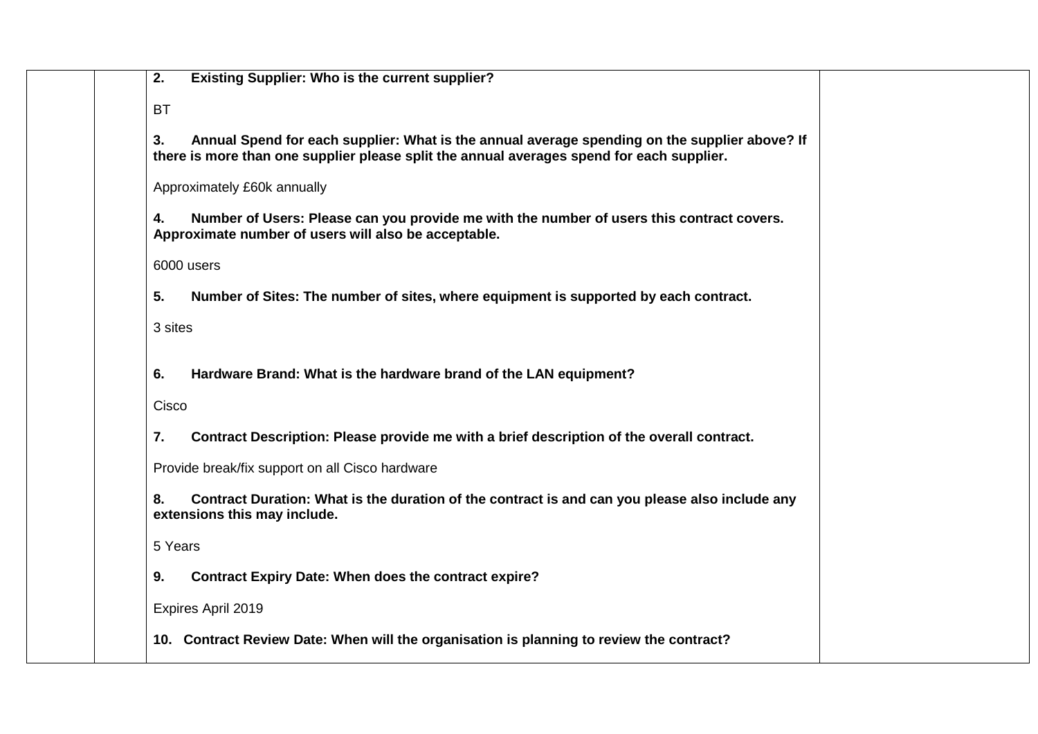| | | **2. Existing Supplier: Who is the current supplier?**<br><br>BT<br><br>**3. Annual Spend for each supplier: What is the annual average spending on the supplier above? If there is more than one supplier please split the annual averages spend for each supplier.**<br><br>Approximately £60k annually<br><br>**4. Number of Users: Please can you provide me with the number of users this contract covers. Approximate number of users will also be acceptable.**<br><br>6000 users<br><br>**5. Number of Sites: The number of sites, where equipment is supported by each contract.**<br><br>3 sites<br><br>**6. Hardware Brand: What is the hardware brand of the LAN equipment?**<br><br>Cisco<br><br>**7. Contract Description: Please provide me with a brief description of the overall contract.**<br><br>Provide break/fix support on all Cisco hardware<br><br>**8. Contract Duration: What is the duration of the contract is and can you please also include any extensions this may include.**<br><br>5 Years<br><br>**9. Contract Expiry Date: When does the contract expire?**<br><br>Expires April 2019<br><br>**10. Contract Review Date: When will the organisation is planning to review the contract?** | |
|---|---|---|---|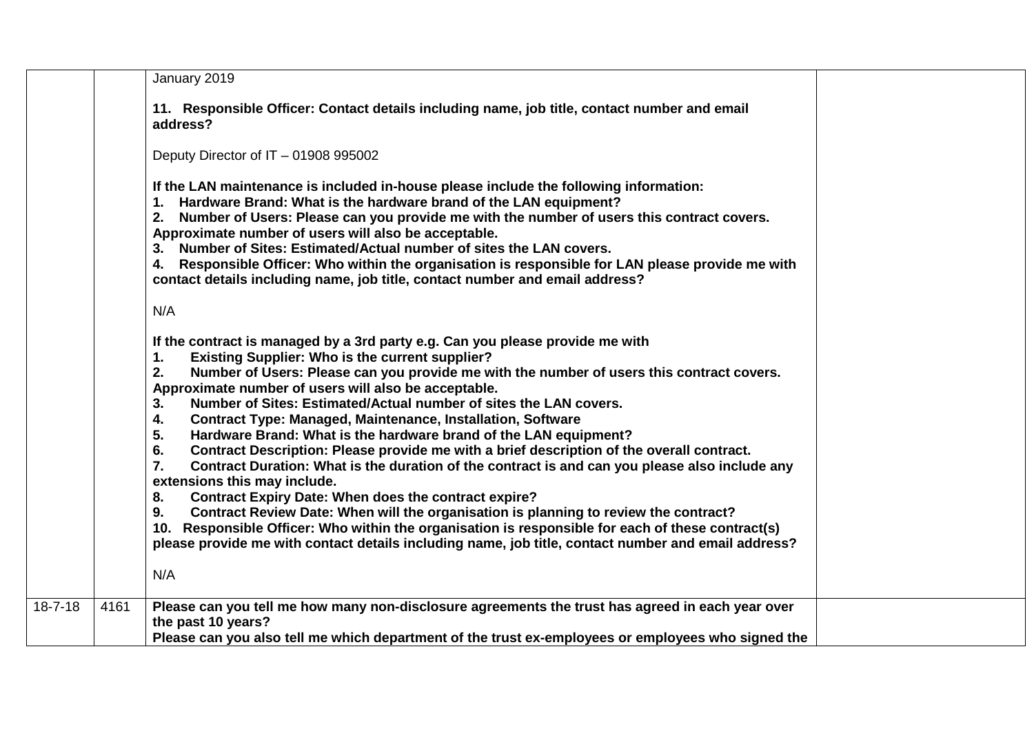| | | | |
|---|---|---|---|
| | | January 2019<br><br>**11. Responsible Officer: Contact details including name, job title, contact number and email address?**<br><br>Deputy Director of IT – 01908 995002<br><br>**If the LAN maintenance is included in-house please include the following information:**<br>**1. Hardware Brand: What is the hardware brand of the LAN equipment?**<br>**2. Number of Users: Please can you provide me with the number of users this contract covers. Approximate number of users will also be acceptable.**<br>**3. Number of Sites: Estimated/Actual number of sites the LAN covers.**<br>**4. Responsible Officer: Who within the organisation is responsible for LAN please provide me with contact details including name, job title, contact number and email address?**<br><br>N/A<br><br>**If the contract is managed by a 3rd party e.g. Can you please provide me with**<br>**1. Existing Supplier: Who is the current supplier?**<br>**2. Number of Users: Please can you provide me with the number of users this contract covers. Approximate number of users will also be acceptable.**<br>**3. Number of Sites: Estimated/Actual number of sites the LAN covers.**<br>**4. Contract Type: Managed, Maintenance, Installation, Software**<br>**5. Hardware Brand: What is the hardware brand of the LAN equipment?**<br>**6. Contract Description: Please provide me with a brief description of the overall contract.**<br>**7. Contract Duration: What is the duration of the contract is and can you please also include any extensions this may include.**<br>**8. Contract Expiry Date: When does the contract expire?**<br>**9. Contract Review Date: When will the organisation is planning to review the contract?**<br>**10. Responsible Officer: Who within the organisation is responsible for each of these contract(s) please provide me with contact details including name, job title, contact number and email address?**<br><br>N/A | |
| 18-7-18 | 4161 | **Please can you tell me how many non-disclosure agreements the trust has agreed in each year over the past 10 years?**<br>**Please can you also tell me which department of the trust ex-employees or employees who signed the** | |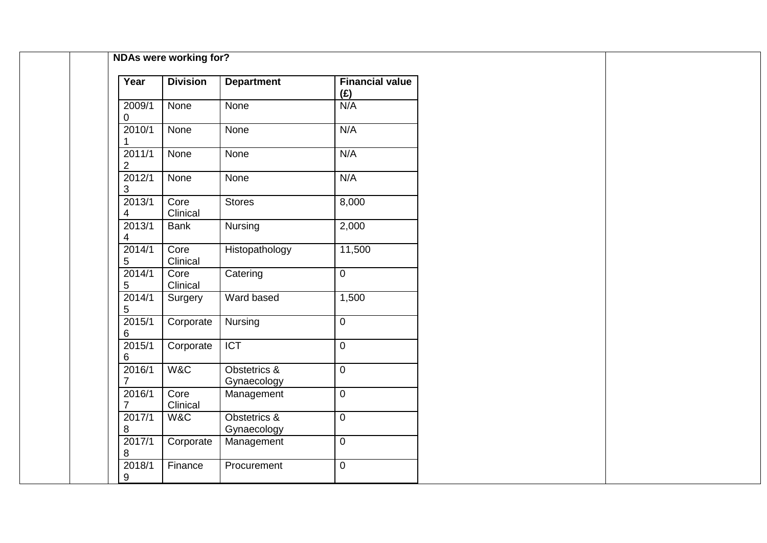**NDAs were working for?**

| Year | Division | Department | Financial value (£) |
|---|---|---|---|
| 2009/10 | None | None | N/A |
| 2010/11 | None | None | N/A |
| 2011/12 | None | None | N/A |
| 2012/13 | None | None | N/A |
| 2013/14 | Core Clinical | Stores | 8,000 |
| 2013/14 | Bank | Nursing | 2,000 |
| 2014/15 | Core Clinical | Histopathology | 11,500 |
| 2014/15 | Core Clinical | Catering | 0 |
| 2014/15 | Surgery | Ward based | 1,500 |
| 2015/16 | Corporate | Nursing | 0 |
| 2015/16 | Corporate | ICT | 0 |
| 2016/17 | W&C | Obstetrics & Gynaecology | 0 |
| 2016/17 | Core Clinical | Management | 0 |
| 2017/18 | W&C | Obstetrics & Gynaecology | 0 |
| 2017/18 | Corporate | Management | 0 |
| 2018/19 | Finance | Procurement | 0 |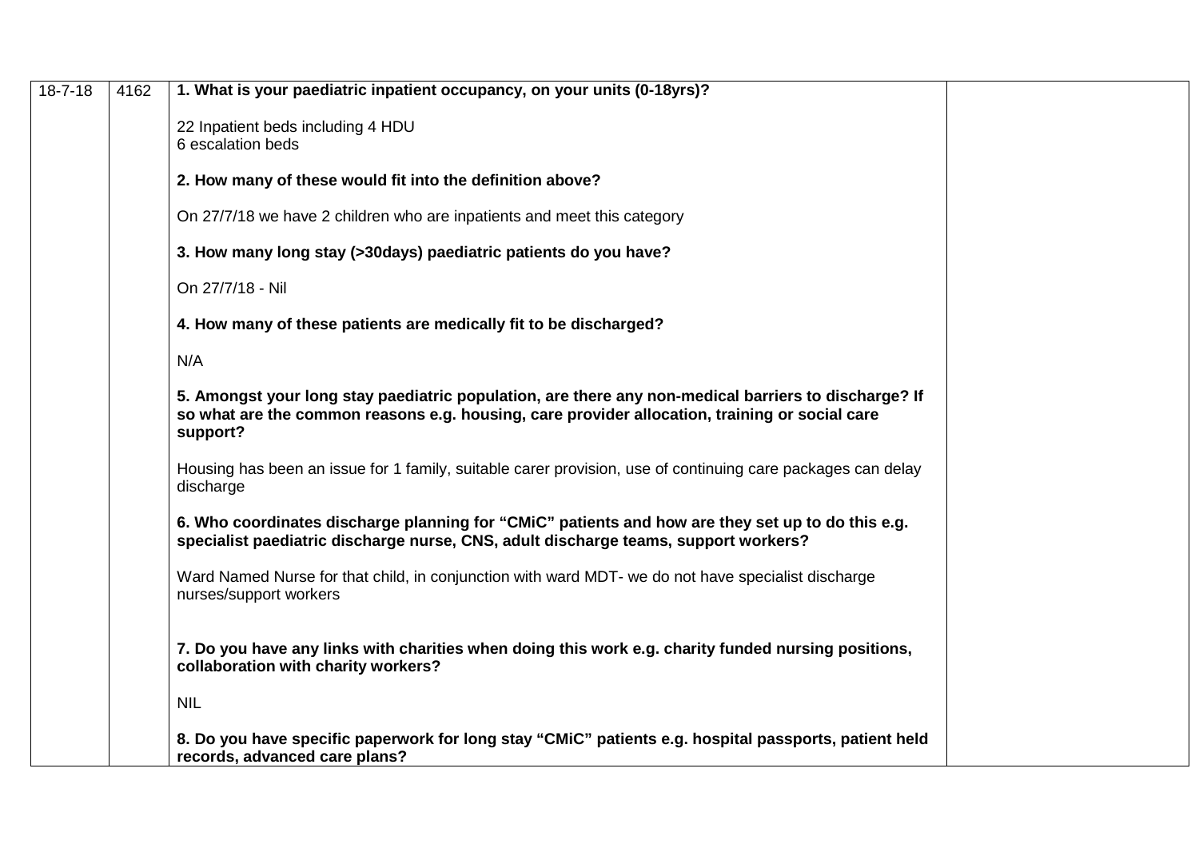| | | | |
|---|---|---|---|
| 18-7-18 | 4162 | **1. What is your paediatric inpatient occupancy, on your units (0-18yrs)?**<br><br>22 Inpatient beds including 4 HDU<br>6 escalation beds<br><br>**2. How many of these would fit into the definition above?**<br><br>On 27/7/18 we have 2 children who are inpatients and meet this category<br><br>**3. How many long stay (>30days) paediatric patients do you have?**<br><br>On 27/7/18 - Nil<br><br>**4. How many of these patients are medically fit to be discharged?**<br><br>N/A<br><br>**5. Amongst your long stay paediatric population, are there any non-medical barriers to discharge? If so what are the common reasons e.g. housing, care provider allocation, training or social care support?**<br><br>Housing has been an issue for 1 family, suitable carer provision, use of continuing care packages can delay discharge<br><br>**6. Who coordinates discharge planning for "CMiC" patients and how are they set up to do this e.g. specialist paediatric discharge nurse, CNS, adult discharge teams, support workers?**<br><br>Ward Named Nurse for that child, in conjunction with ward MDT- we do not have specialist discharge nurses/support workers<br><br>**7. Do you have any links with charities when doing this work e.g. charity funded nursing positions, collaboration with charity workers?**<br><br>NIL<br><br>**8. Do you have specific paperwork for long stay "CMiC" patients e.g. hospital passports, patient held records, advanced care plans?** | |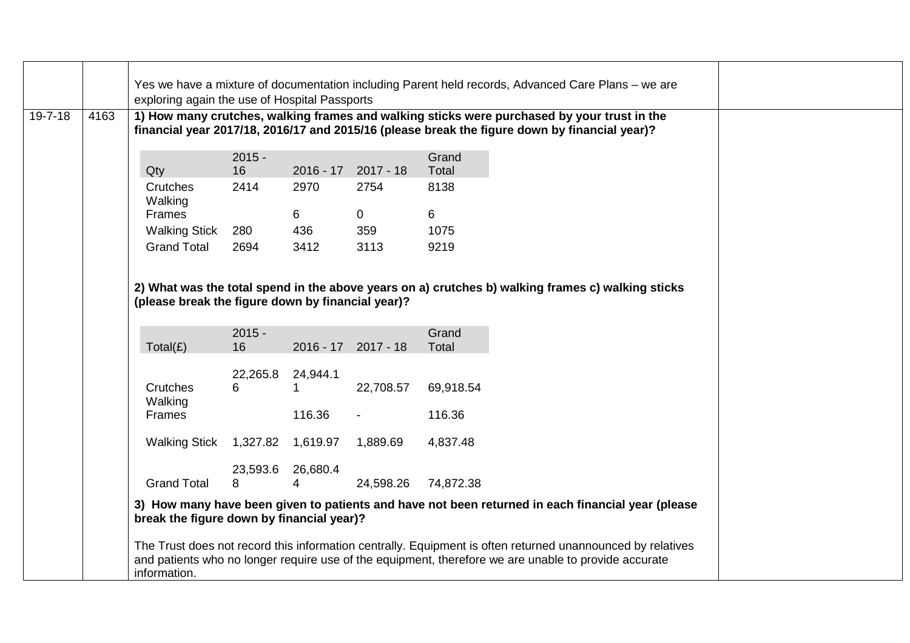| | | | |
|---|---|---|---|
| | | Yes we have a mixture of documentation including Parent held records, Advanced Care Plans – we are exploring again the use of Hospital Passports | |
| 19-7-18 | 4163 | **1) How many crutches, walking frames and walking sticks were purchased by your trust in the financial year 2017/18, 2016/17 and 2015/16 (please break the figure down by financial year)?** | |

| Qty | 2015 - 16 | 2016 - 17 | 2017 - 18 | Grand Total |
|---|---|---|---|---|
| Crutches | 2414 | 2970 | 2754 | 8138 |
| Walking Frames | | 6 | 0 | 6 |
| Walking Stick | 280 | 436 | 359 | 1075 |
| Grand Total | 2694 | 3412 | 3113 | 9219 |

**2) What was the total spend in the above years on a) crutches b) walking frames c) walking sticks (please break the figure down by financial year)?**

| Total(£) | 2015 - 16 | 2016 - 17 | 2017 - 18 | Grand Total |
|---|---|---|---|---|
| Crutches | 22,265.86 | 24,944.11 | 22,708.57 | 69,918.54 |
| Walking Frames | | 116.36 | - | 116.36 |
| Walking Stick | 1,327.82 | 1,619.97 | 1,889.69 | 4,837.48 |
| Grand Total | 23,593.68 | 26,680.44 | 24,598.26 | 74,872.38 |

**3) How many have been given to patients and have not been returned in each financial year (please break the figure down by financial year)?**

The Trust does not record this information centrally. Equipment is often returned unannounced by relatives and patients who no longer require use of the equipment, therefore we are unable to provide accurate information.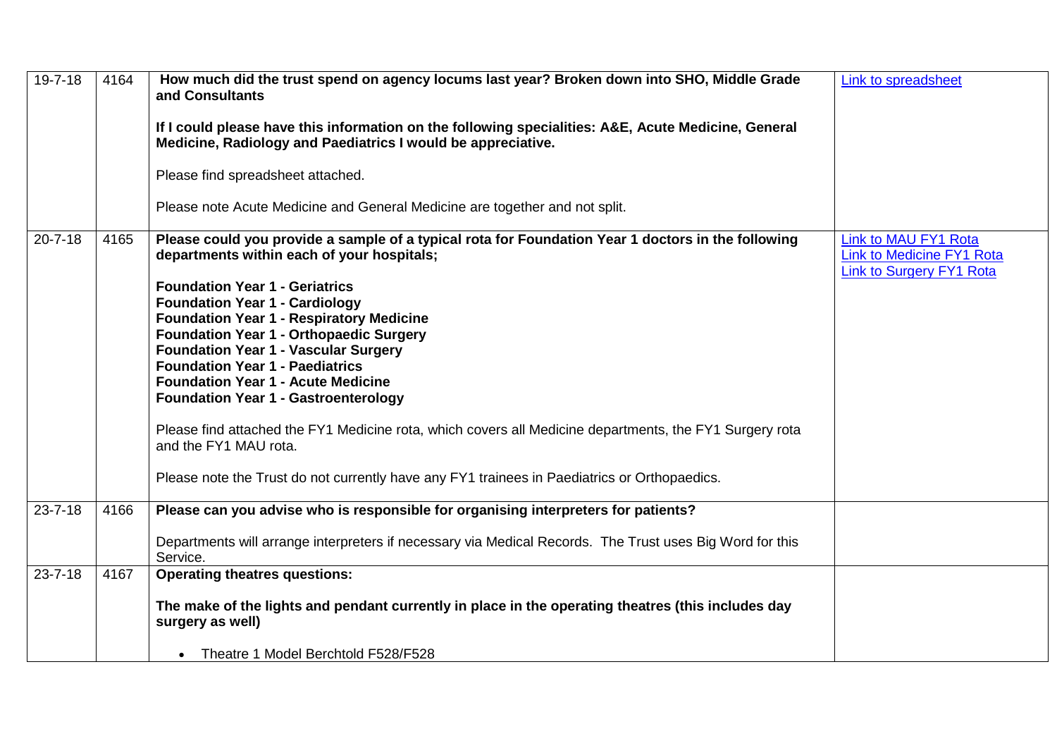| | | | |
|---|---|---|---|
| 19-7-18 | 4164 | **How much did the trust spend on agency locums last year? Broken down into SHO, Middle Grade and Consultants**<br><br>**If I could please have this information on the following specialities: A&E, Acute Medicine, General Medicine, Radiology and Paediatrics I would be appreciative.**<br><br>Please find spreadsheet attached.<br><br>Please note Acute Medicine and General Medicine are together and not split. | Link to spreadsheet |
| 20-7-18 | 4165 | **Please could you provide a sample of a typical rota for Foundation Year 1 doctors in the following departments within each of your hospitals;**<br><br>**Foundation Year 1 - Geriatrics**<br>**Foundation Year 1 - Cardiology**<br>**Foundation Year 1 - Respiratory Medicine**<br>**Foundation Year 1 - Orthopaedic Surgery**<br>**Foundation Year 1 - Vascular Surgery**<br>**Foundation Year 1 - Paediatrics**<br>**Foundation Year 1 - Acute Medicine**<br>**Foundation Year 1 - Gastroenterology**<br><br>Please find attached the FY1 Medicine rota, which covers all Medicine departments, the FY1 Surgery rota and the FY1 MAU rota.<br><br>Please note the Trust do not currently have any FY1 trainees in Paediatrics or Orthopaedics. | Link to MAU FY1 Rota<br>Link to Medicine FY1 Rota<br>Link to Surgery FY1 Rota |
| 23-7-18 | 4166 | **Please can you advise who is responsible for organising interpreters for patients?**<br><br>Departments will arrange interpreters if necessary via Medical Records. The Trust uses Big Word for this Service. | |
| 23-7-18 | 4167 | **Operating theatres questions:**<br><br>**The make of the lights and pendant currently in place in the operating theatres (this includes day surgery as well)**<br><br>• Theatre 1 Model Berchtold F528/F528 | |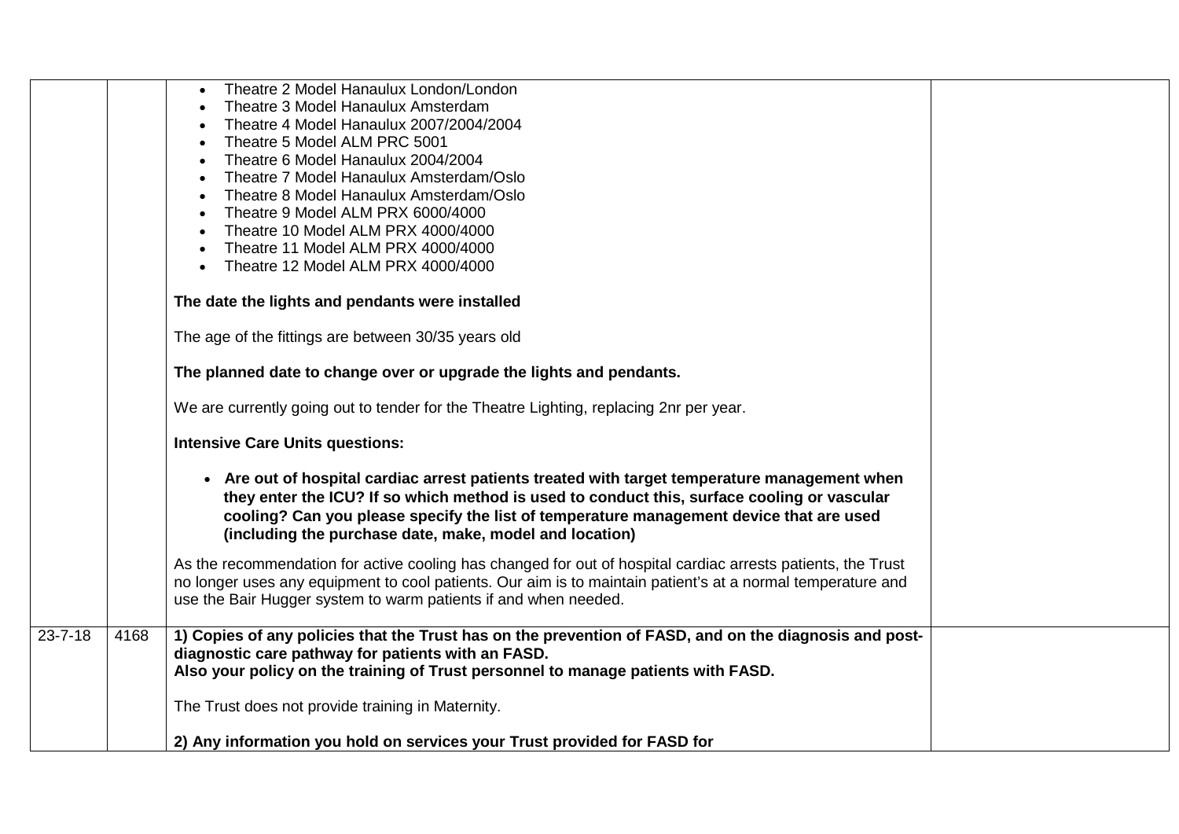| | | | |
|---|---|---|---|
| | | • Theatre 2 Model Hanaulux London/London<br>• Theatre 3 Model Hanaulux Amsterdam<br>• Theatre 4 Model Hanaulux 2007/2004/2004<br>• Theatre 5 Model ALM PRC 5001<br>• Theatre 6 Model Hanaulux 2004/2004<br>• Theatre 7 Model Hanaulux Amsterdam/Oslo<br>• Theatre 8 Model Hanaulux Amsterdam/Oslo<br>• Theatre 9 Model ALM PRX 6000/4000<br>• Theatre 10 Model ALM PRX 4000/4000<br>• Theatre 11 Model ALM PRX 4000/4000<br>• Theatre 12 Model ALM PRX 4000/4000<br><br>**The date the lights and pendants were installed**<br><br>The age of the fittings are between 30/35 years old<br><br>**The planned date to change over or upgrade the lights and pendants.**<br><br>We are currently going out to tender for the Theatre Lighting, replacing 2nr per year.<br><br>**Intensive Care Units questions:**<br><br>• **Are out of hospital cardiac arrest patients treated with target temperature management when they enter the ICU? If so which method is used to conduct this, surface cooling or vascular cooling? Can you please specify the list of temperature management device that are used (including the purchase date, make, model and location)**<br><br>As the recommendation for active cooling has changed for out of hospital cardiac arrests patients, the Trust no longer uses any equipment to cool patients. Our aim is to maintain patient's at a normal temperature and use the Bair Hugger system to warm patients if and when needed. | |
| 23-7-18 | 4168 | **1) Copies of any policies that the Trust has on the prevention of FASD, and on the diagnosis and post-diagnostic care pathway for patients with an FASD.**<br>**Also your policy on the training of Trust personnel to manage patients with FASD.**<br><br>The Trust does not provide training in Maternity.<br><br>**2) Any information you hold on services your Trust provided for FASD for** | |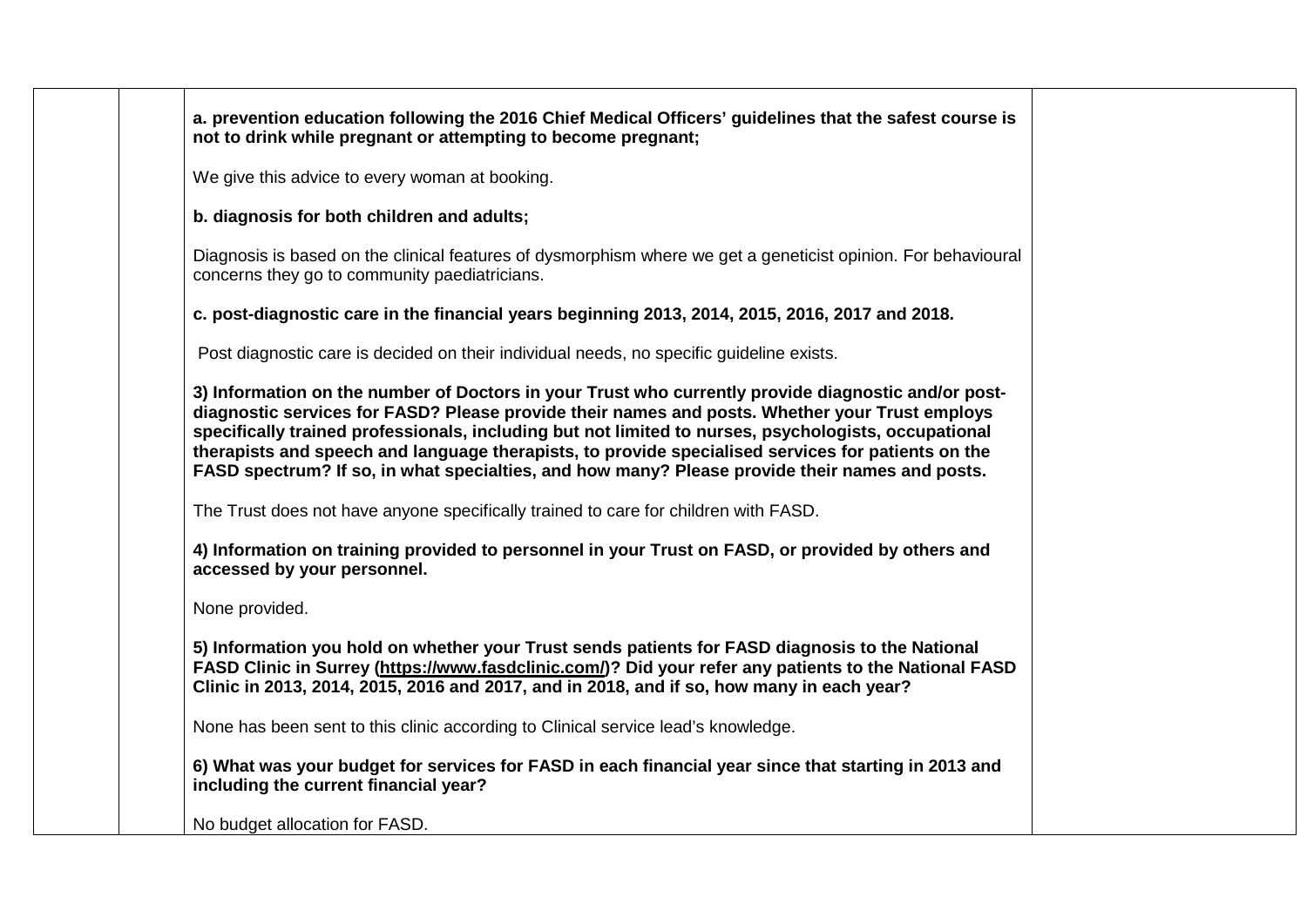| | | | |
|---|---|---|---|
| | | **a. prevention education following the 2016 Chief Medical Officers' guidelines that the safest course is not to drink while pregnant or attempting to become pregnant;**<br><br>We give this advice to every woman at booking.<br><br>**b. diagnosis for both children and adults;**<br><br>Diagnosis is based on the clinical features of dysmorphism where we get a geneticist opinion. For behavioural concerns they go to community paediatricians.<br><br>**c. post-diagnostic care in the financial years beginning 2013, 2014, 2015, 2016, 2017 and 2018.**<br><br>Post diagnostic care is decided on their individual needs, no specific guideline exists.<br><br>**3) Information on the number of Doctors in your Trust who currently provide diagnostic and/or post-diagnostic services for FASD? Please provide their names and posts. Whether your Trust employs specifically trained professionals, including but not limited to nurses, psychologists, occupational therapists and speech and language therapists, to provide specialised services for patients on the FASD spectrum? If so, in what specialties, and how many? Please provide their names and posts.**<br><br>The Trust does not have anyone specifically trained to care for children with FASD.<br><br>**4) Information on training provided to personnel in your Trust on FASD, or provided by others and accessed by your personnel.**<br><br>None provided.<br><br>**5) Information you hold on whether your Trust sends patients for FASD diagnosis to the National FASD Clinic in Surrey (https://www.fasdclinic.com/)? Did your refer any patients to the National FASD Clinic in 2013, 2014, 2015, 2016 and 2017, and in 2018, and if so, how many in each year?**<br><br>None has been sent to this clinic according to Clinical service lead's knowledge.<br><br>**6) What was your budget for services for FASD in each financial year since that starting in 2013 and including the current financial year?**<br><br>No budget allocation for FASD. | |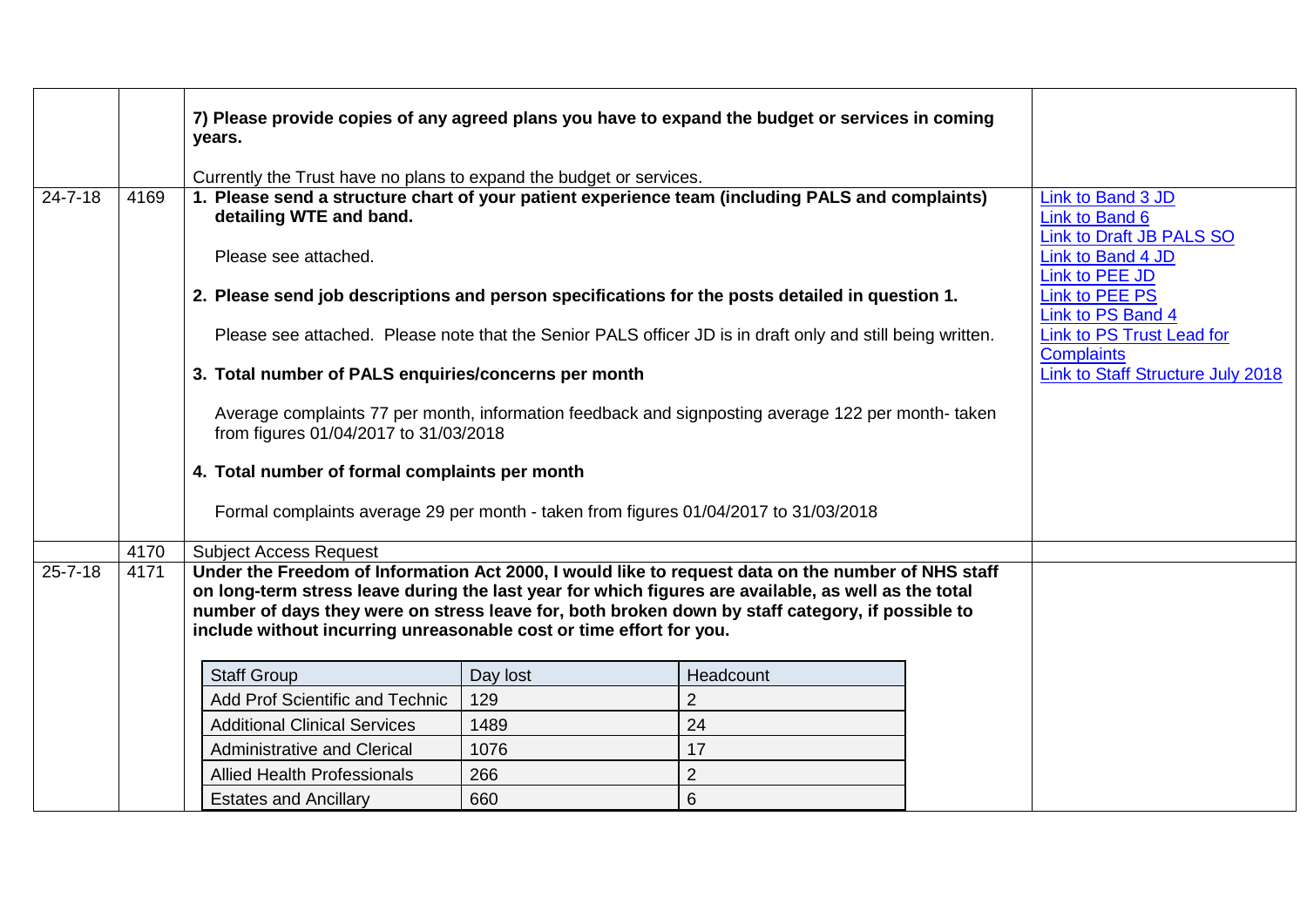| | | | |
|---|---|---|---|
| | | **7) Please provide copies of any agreed plans you have to expand the budget or services in coming years.**<br><br>Currently the Trust have no plans to expand the budget or services. | |
| 24-7-18 | 4169 | **1. Please send a structure chart of your patient experience team (including PALS and complaints) detailing WTE and band.**<br><br>Please see attached.<br><br>**2. Please send job descriptions and person specifications for the posts detailed in question 1.**<br><br>Please see attached. Please note that the Senior PALS officer JD is in draft only and still being written.<br><br>**3. Total number of PALS enquiries/concerns per month**<br><br>Average complaints 77 per month, information feedback and signposting average 122 per month- taken from figures 01/04/2017 to 31/03/2018<br><br>**4. Total number of formal complaints per month**<br><br>Formal complaints average 29 per month - taken from figures 01/04/2017 to 31/03/2018 | Link to Band 3 JD<br>Link to Band 6<br>Link to Draft JB PALS SO<br>Link to Band 4 JD<br>Link to PEE JD<br>Link to PEE PS<br>Link to PS Band 4<br>Link to PS Trust Lead for Complaints<br>Link to Staff Structure July 2018 |
| | 4170 | Subject Access Request | |
| 25-7-18 | 4171 | **Under the Freedom of Information Act 2000, I would like to request data on the number of NHS staff on long-term stress leave during the last year for which figures are available, as well as the total number of days they were on stress leave for, both broken down by staff category, if possible to include without incurring unreasonable cost or time effort for you.** | |

| Staff Group | Day lost | Headcount |
|---|---|---|
| Add Prof Scientific and Technic | 129 | 2 |
| Additional Clinical Services | 1489 | 24 |
| Administrative and Clerical | 1076 | 17 |
| Allied Health Professionals | 266 | 2 |
| Estates and Ancillary | 660 | 6 |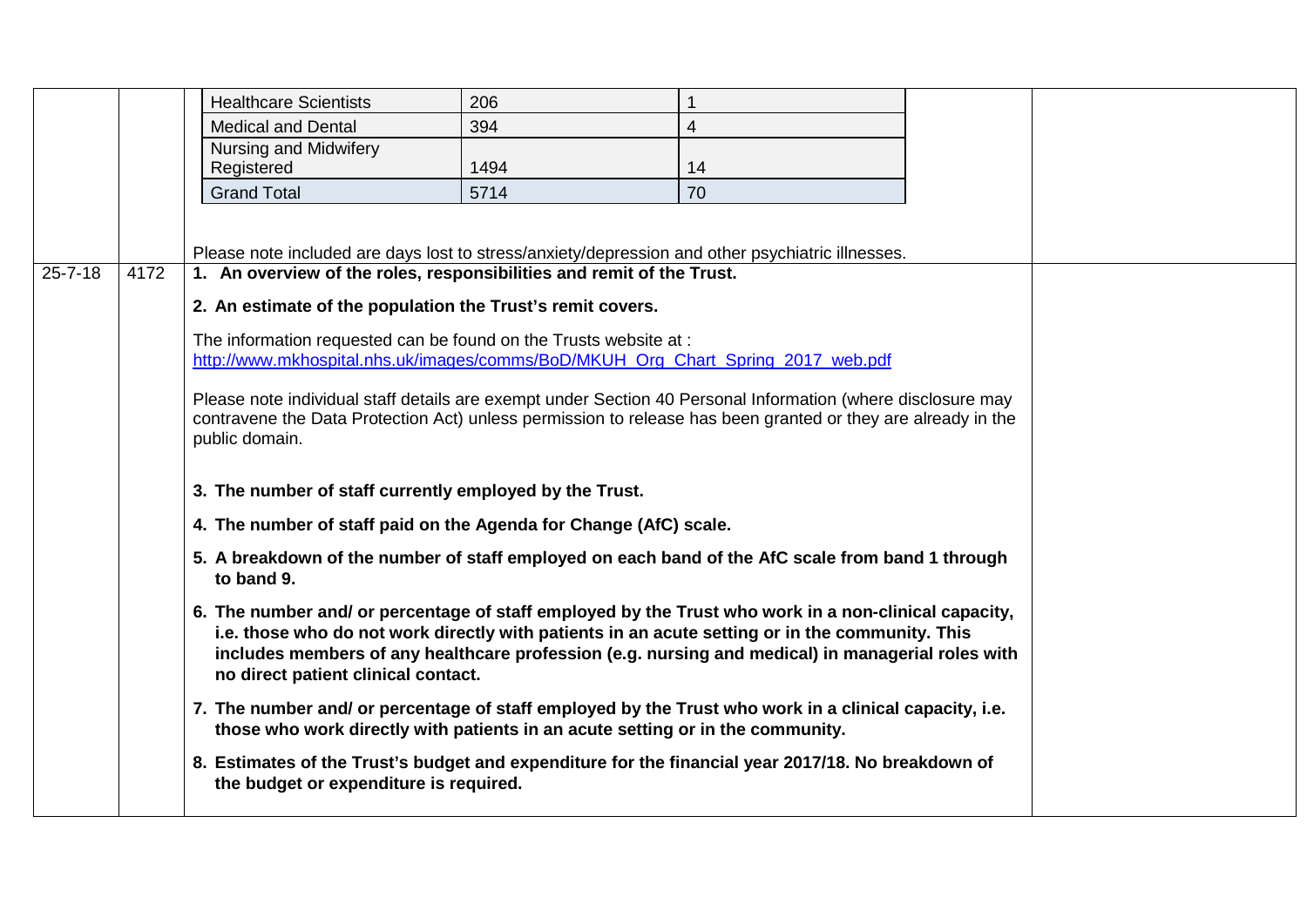| | | | | |
|---|---|---|---|---|
| | | Healthcare Scientists | 206 | 1 |
| | | Medical and Dental | 394 | 4 |
| | | Nursing and Midwifery Registered | 1494 | 14 |
| | | Grand Total | 5714 | 70 |

Please note included are days lost to stress/anxiety/depression and other psychiatric illnesses.

| | | | |
|---|---|---|---|
| 25-7-18 | 4172 | **1. An overview of the roles, responsibilities and remit of the Trust.**<br><br>**2. An estimate of the population the Trust's remit covers.**<br><br>The information requested can be found on the Trusts website at :<br>[http://www.mkhospital.nhs.uk/images/comms/BoD/MKUH_Org_Chart_Spring_2017_web.pdf](http://www.mkhospital.nhs.uk/images/comms/BoD/MKUH_Org_Chart_Spring_2017_web.pdf)<br><br>Please note individual staff details are exempt under Section 40 Personal Information (where disclosure may contravene the Data Protection Act) unless permission to release has been granted or they are already in the public domain.<br><br>**3. The number of staff currently employed by the Trust.**<br><br>**4. The number of staff paid on the Agenda for Change (AfC) scale.**<br><br>**5. A breakdown of the number of staff employed on each band of the AfC scale from band 1 through to band 9.**<br><br>**6. The number and/ or percentage of staff employed by the Trust who work in a non-clinical capacity, i.e. those who do not work directly with patients in an acute setting or in the community. This includes members of any healthcare profession (e.g. nursing and medical) in managerial roles with no direct patient clinical contact.**<br><br>**7. The number and/ or percentage of staff employed by the Trust who work in a clinical capacity, i.e. those who work directly with patients in an acute setting or in the community.**<br><br>**8. Estimates of the Trust's budget and expenditure for the financial year 2017/18. No breakdown of the budget or expenditure is required.** | |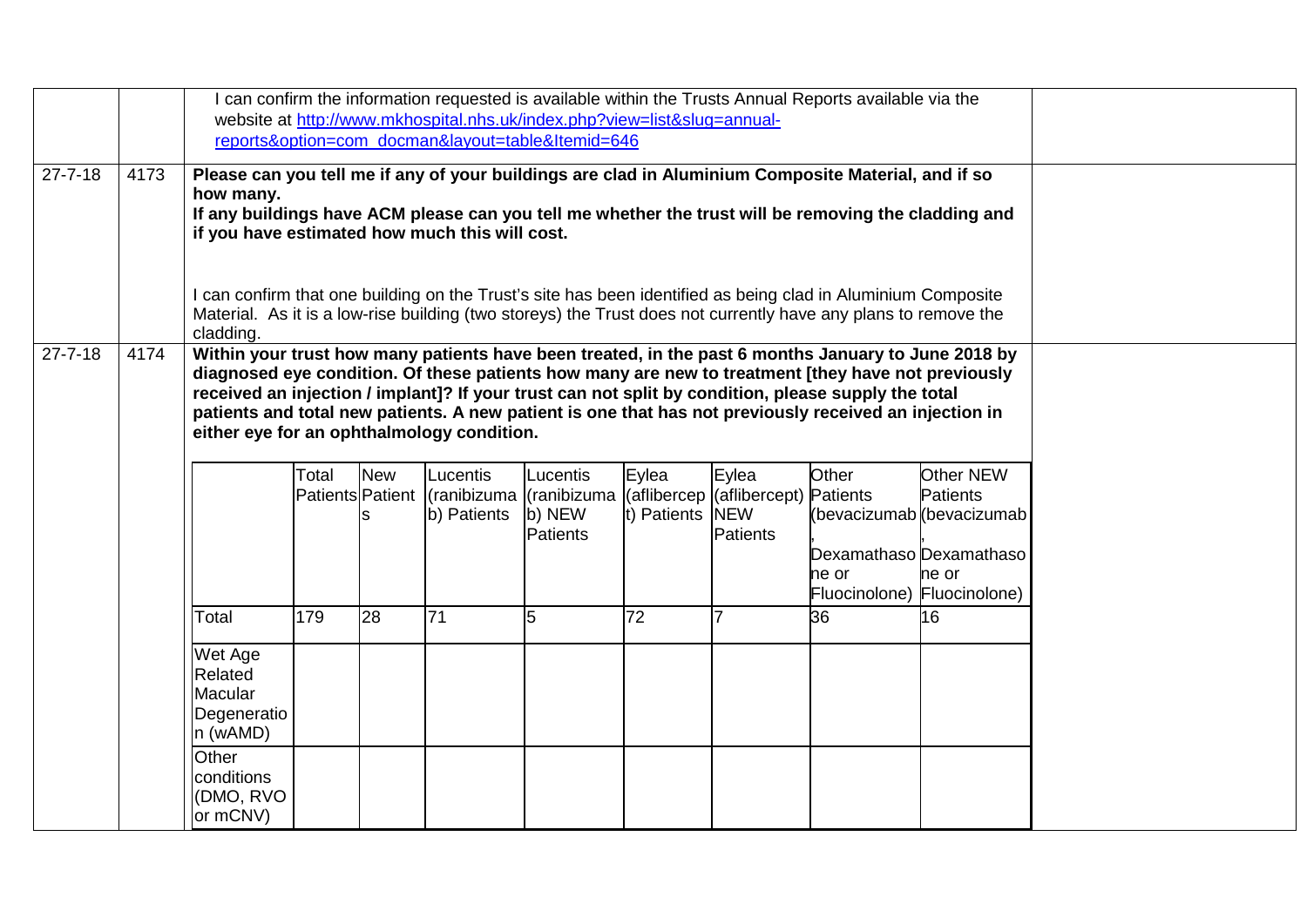| | | | |
|---|---|---|---|
| | | I can confirm the information requested is available within the Trusts Annual Reports available via the website at http://www.mkhospital.nhs.uk/index.php?view=list&slug=annual-reports&option=com_docman&layout=table&Itemid=646 | |
| 27-7-18 | 4173 | **Please can you tell me if any of your buildings are clad in Aluminium Composite Material, and if so how many.**<br>**If any buildings have ACM please can you tell me whether the trust will be removing the cladding and if you have estimated how much this will cost.**<br><br>I can confirm that one building on the Trust's site has been identified as being clad in Aluminium Composite Material. As it is a low-rise building (two storeys) the Trust does not currently have any plans to remove the cladding. | |
| 27-7-18 | 4174 | **Within your trust how many patients have been treated, in the past 6 months January to June 2018 by diagnosed eye condition. Of these patients how many are new to treatment [they have not previously received an injection / implant]? If your trust can not split by condition, please supply the total patients and total new patients. A new patient is one that has not previously received an injection in either eye for an ophthalmology condition.** | |

| | Total Patients | New Patients | Lucentis (ranibizumab) Patients | Lucentis (ranibizumab) NEW Patients | Eylea (aflibercept) Patients | Eylea (aflibercept) NEW Patients | Other Patients (bevacizumab, Dexamathasone or Fluocinolone) | Other NEW Patients (bevacizumab, Dexamathasone or Fluocinolone) |
|---|---|---|---|---|---|---|---|---|
| Total | 179 | 28 | 71 | 5 | 72 | 7 | 36 | 16 |
| Wet Age Related Macular Degeneration (wAMD) | | | | | | | | |
| Other conditions (DMO, RVO or mCNV) | | | | | | | | |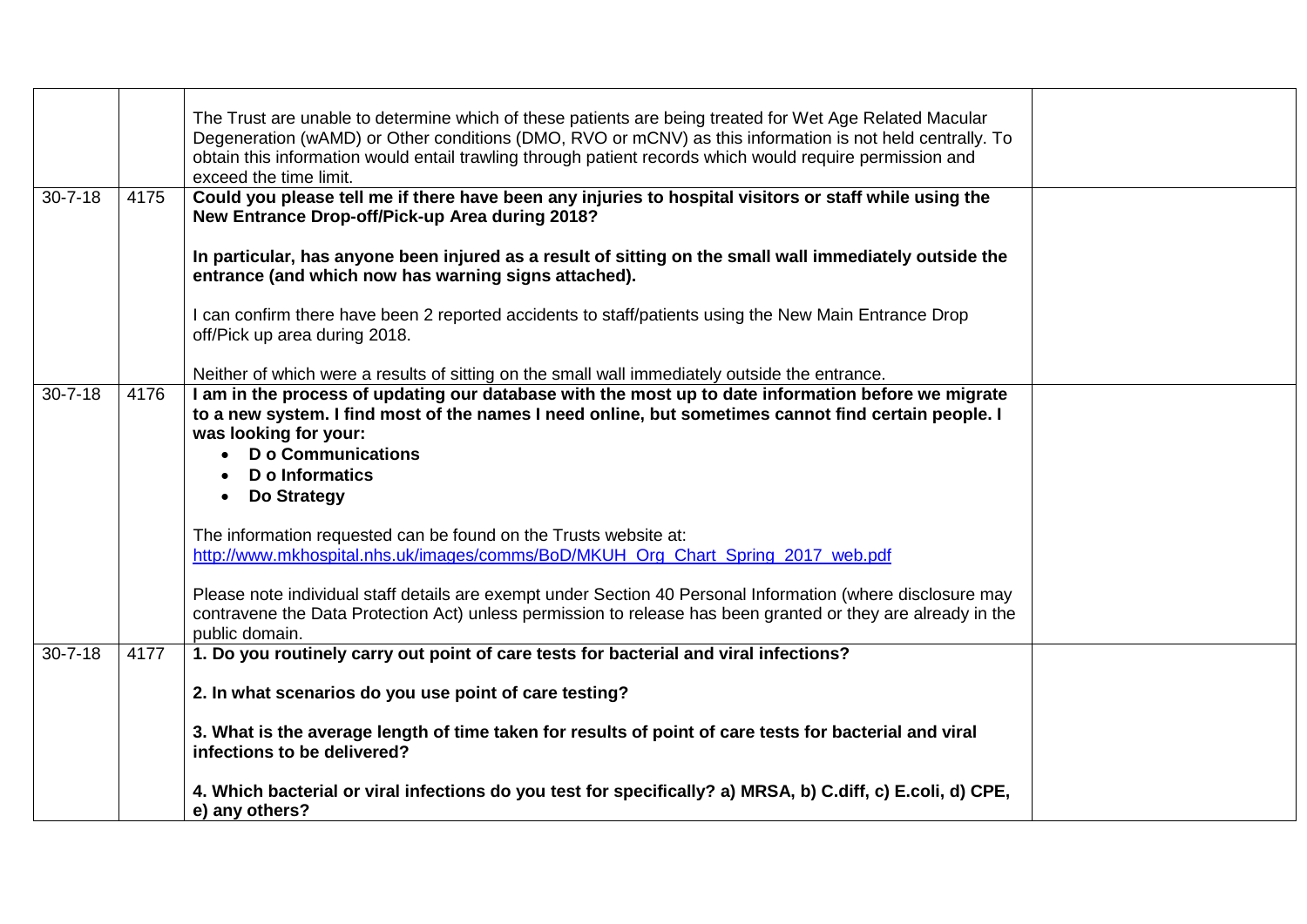|  |  |  |  |
|---|---|---|---|
|  |  | The Trust are unable to determine which of these patients are being treated for Wet Age Related Macular Degeneration (wAMD) or Other conditions (DMO, RVO or mCNV) as this information is not held centrally. To obtain this information would entail trawling through patient records which would require permission and exceed the time limit. |  |
| 30-7-18 | 4175 | **Could you please tell me if there have been any injuries to hospital visitors or staff while using the New Entrance Drop-off/Pick-up Area during 2018?**<br><br>**In particular, has anyone been injured as a result of sitting on the small wall immediately outside the entrance (and which now has warning signs attached).**<br><br>I can confirm there have been 2 reported accidents to staff/patients using the New Main Entrance Drop off/Pick up area during 2018.<br><br>Neither of which were a results of sitting on the small wall immediately outside the entrance. |  |
| 30-7-18 | 4176 | **I am in the process of updating our database with the most up to date information before we migrate to a new system. I find most of the names I need online, but sometimes cannot find certain people. I was looking for your:**<br>• **D o Communications**<br>• **D o Informatics**<br>• **Do Strategy**<br><br>The information requested can be found on the Trusts website at: [http://www.mkhospital.nhs.uk/images/comms/BoD/MKUH_Org_Chart_Spring_2017_web.pdf](http://www.mkhospital.nhs.uk/images/comms/BoD/MKUH_Org_Chart_Spring_2017_web.pdf)<br><br>Please note individual staff details are exempt under Section 40 Personal Information (where disclosure may contravene the Data Protection Act) unless permission to release has been granted or they are already in the public domain. |  |
| 30-7-18 | 4177 | **1. Do you routinely carry out point of care tests for bacterial and viral infections?**<br><br>**2. In what scenarios do you use point of care testing?**<br><br>**3. What is the average length of time taken for results of point of care tests for bacterial and viral infections to be delivered?**<br><br>**4. Which bacterial or viral infections do you test for specifically? a) MRSA, b) C.diff, c) E.coli, d) CPE, e) any others?** |  |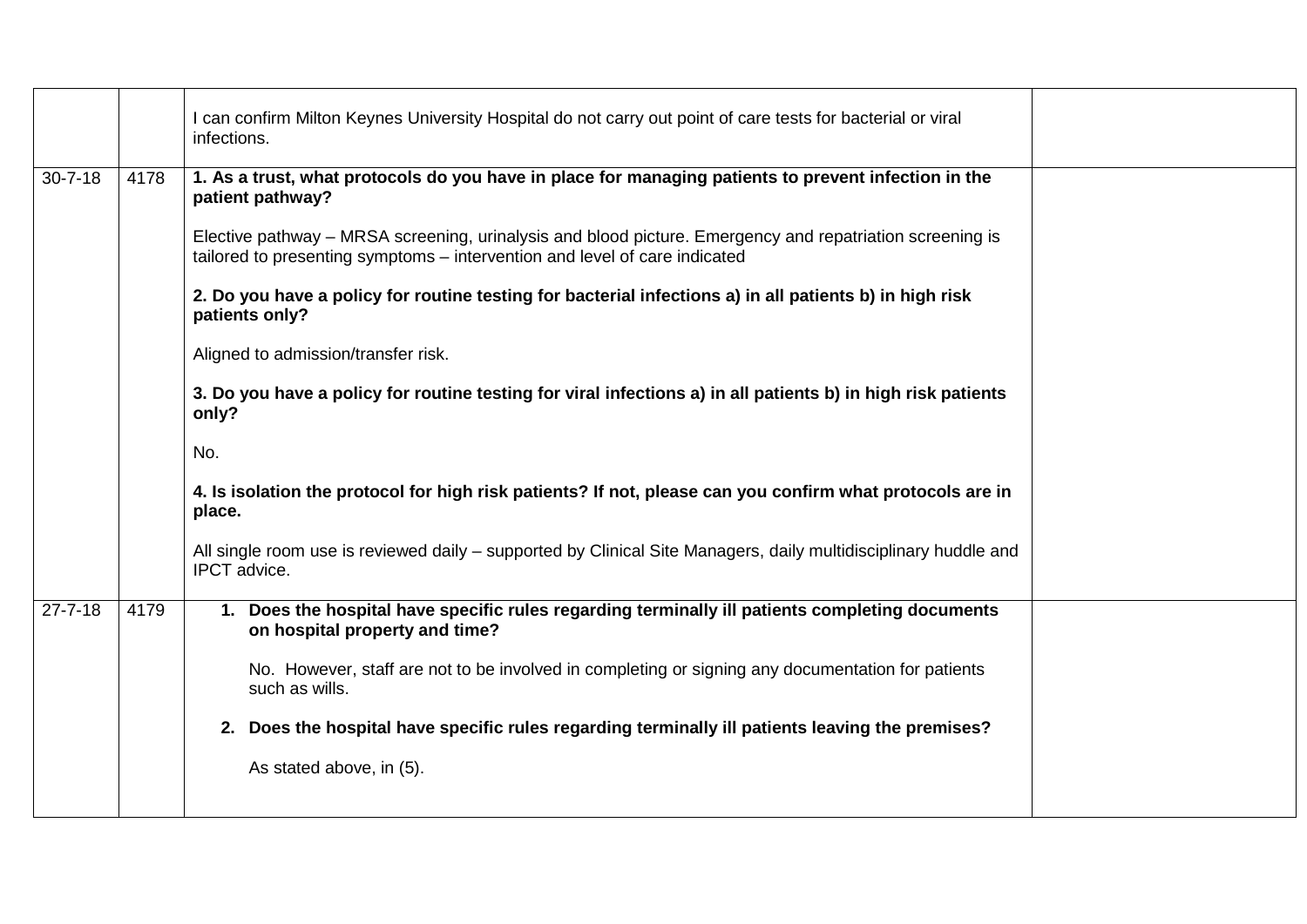| | | | |
|---|---|---|---|
| | | I can confirm Milton Keynes University Hospital do not carry out point of care tests for bacterial or viral infections. | |
| 30-7-18 | 4178 | **1. As a trust, what protocols do you have in place for managing patients to prevent infection in the patient pathway?**<br><br>Elective pathway – MRSA screening, urinalysis and blood picture. Emergency and repatriation screening is tailored to presenting symptoms – intervention and level of care indicated<br><br>**2. Do you have a policy for routine testing for bacterial infections a) in all patients b) in high risk patients only?**<br><br>Aligned to admission/transfer risk.<br><br>**3. Do you have a policy for routine testing for viral infections a) in all patients b) in high risk patients only?**<br><br>No.<br><br>**4. Is isolation the protocol for high risk patients? If not, please can you confirm what protocols are in place.**<br><br>All single room use is reviewed daily – supported by Clinical Site Managers, daily multidisciplinary huddle and IPCT advice. | |
| 27-7-18 | 4179 | **1. Does the hospital have specific rules regarding terminally ill patients completing documents on hospital property and time?**<br><br>No. However, staff are not to be involved in completing or signing any documentation for patients such as wills.<br><br>**2. Does the hospital have specific rules regarding terminally ill patients leaving the premises?**<br><br>As stated above, in (5). | |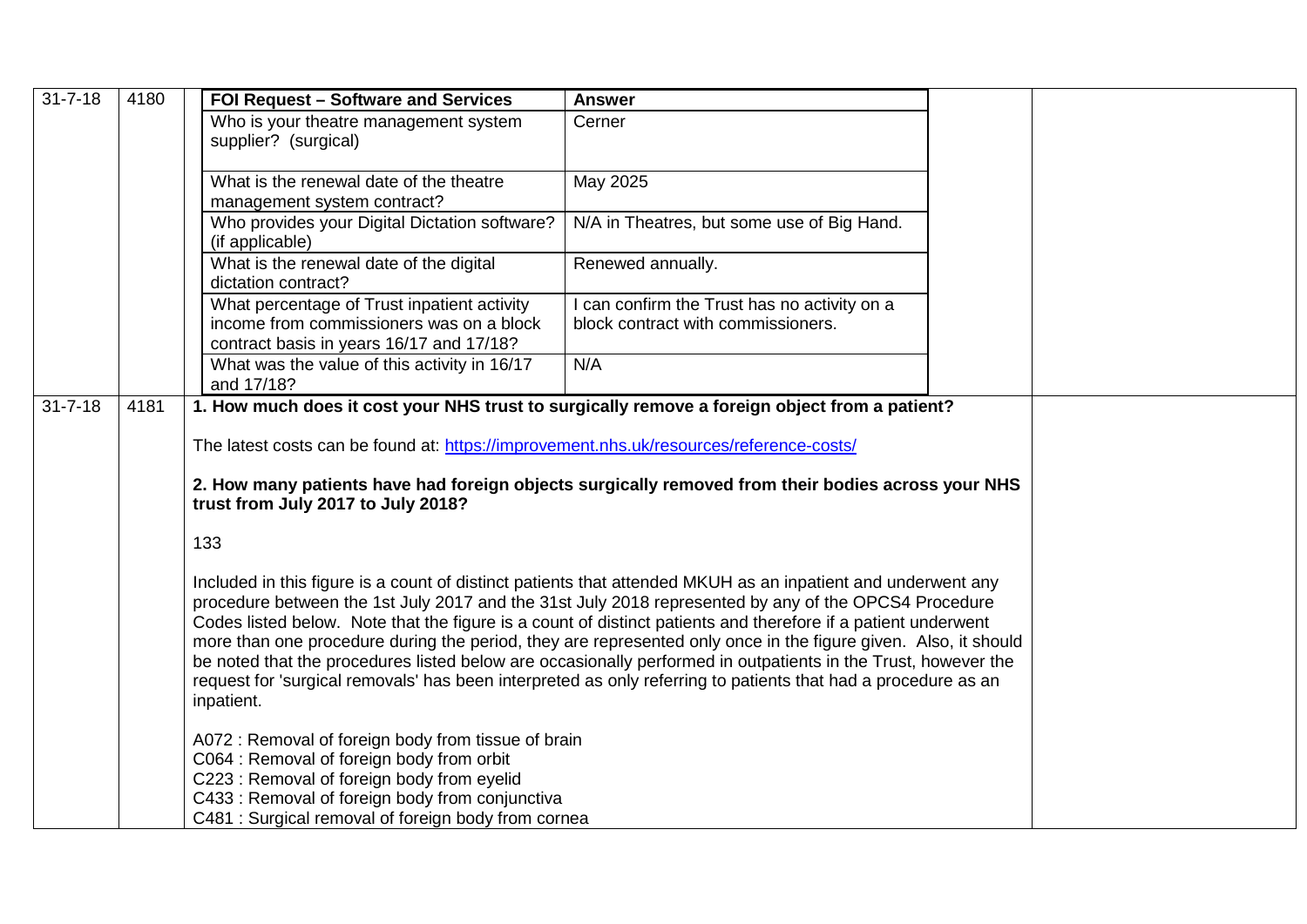| Date | Ref | Request / Response | |
|---|---|---|---|
| 31-7-18 | 4180 | **FOI Request – Software and Services** / **Answer**<br>Who is your theatre management system supplier? (surgical) — Cerner<br>What is the renewal date of the theatre management system contract? — May 2025<br>Who provides your Digital Dictation software? (if applicable) — N/A in Theatres, but some use of Big Hand.<br>What is the renewal date of the digital dictation contract? — Renewed annually.<br>What percentage of Trust inpatient activity income from commissioners was on a block contract basis in years 16/17 and 17/18? — I can confirm the Trust has no activity on a block contract with commissioners.<br>What was the value of this activity in 16/17 and 17/18? — N/A | |
| 31-7-18 | 4181 | **1. How much does it cost your NHS trust to surgically remove a foreign object from a patient?**<br><br>The latest costs can be found at: https://improvement.nhs.uk/resources/reference-costs/<br><br>**2. How many patients have had foreign objects surgically removed from their bodies across your NHS trust from July 2017 to July 2018?**<br><br>133<br><br>Included in this figure is a count of distinct patients that attended MKUH as an inpatient and underwent any procedure between the 1st July 2017 and the 31st July 2018 represented by any of the OPCS4 Procedure Codes listed below. Note that the figure is a count of distinct patients and therefore if a patient underwent more than one procedure during the period, they are represented only once in the figure given. Also, it should be noted that the procedures listed below are occasionally performed in outpatients in the Trust, however the request for 'surgical removals' has been interpreted as only referring to patients that had a procedure as an inpatient.<br><br>A072 : Removal of foreign body from tissue of brain<br>C064 : Removal of foreign body from orbit<br>C223 : Removal of foreign body from eyelid<br>C433 : Removal of foreign body from conjunctiva<br>C481 : Surgical removal of foreign body from cornea | |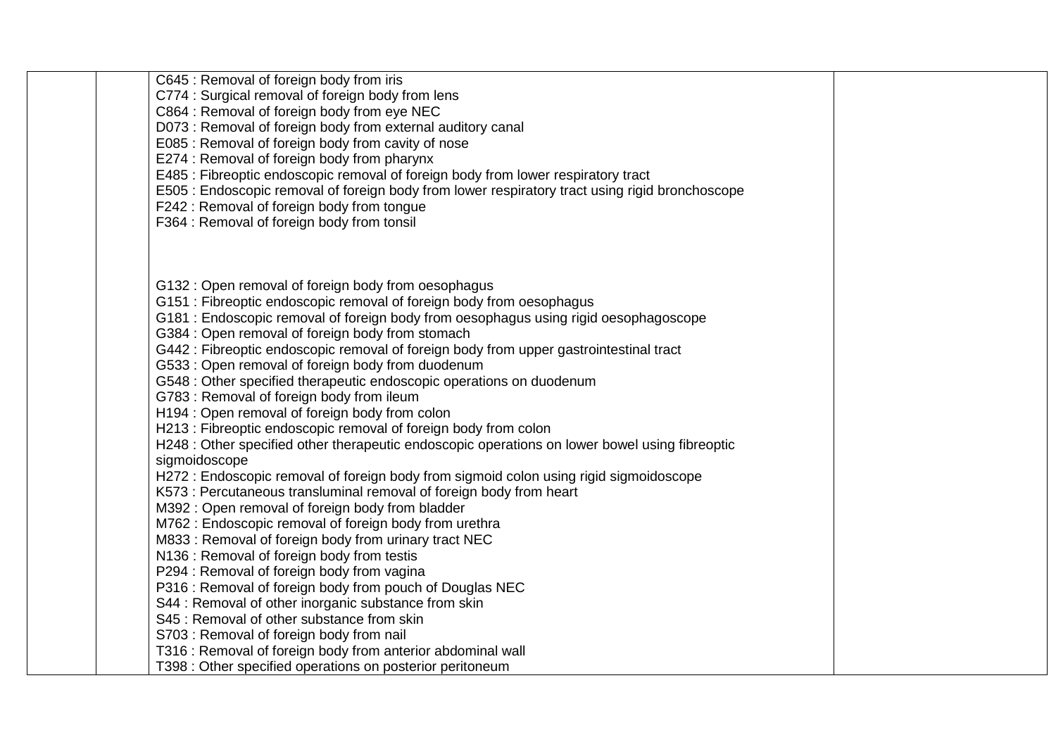| | | | |
|---|---|---|---|
| | | C645 : Removal of foreign body from iris<br>C774 : Surgical removal of foreign body from lens<br>C864 : Removal of foreign body from eye NEC<br>D073 : Removal of foreign body from external auditory canal<br>E085 : Removal of foreign body from cavity of nose<br>E274 : Removal of foreign body from pharynx<br>E485 : Fibreoptic endoscopic removal of foreign body from lower respiratory tract<br>E505 : Endoscopic removal of foreign body from lower respiratory tract using rigid bronchoscope<br>F242 : Removal of foreign body from tongue<br>F364 : Removal of foreign body from tonsil<br><br><br>G132 : Open removal of foreign body from oesophagus<br>G151 : Fibreoptic endoscopic removal of foreign body from oesophagus<br>G181 : Endoscopic removal of foreign body from oesophagus using rigid oesophagoscope<br>G384 : Open removal of foreign body from stomach<br>G442 : Fibreoptic endoscopic removal of foreign body from upper gastrointestinal tract<br>G533 : Open removal of foreign body from duodenum<br>G548 : Other specified therapeutic endoscopic operations on duodenum<br>G783 : Removal of foreign body from ileum<br>H194 : Open removal of foreign body from colon<br>H213 : Fibreoptic endoscopic removal of foreign body from colon<br>H248 : Other specified other therapeutic endoscopic operations on lower bowel using fibreoptic sigmoidoscope<br>H272 : Endoscopic removal of foreign body from sigmoid colon using rigid sigmoidoscope<br>K573 : Percutaneous transluminal removal of foreign body from heart<br>M392 : Open removal of foreign body from bladder<br>M762 : Endoscopic removal of foreign body from urethra<br>M833 : Removal of foreign body from urinary tract NEC<br>N136 : Removal of foreign body from testis<br>P294 : Removal of foreign body from vagina<br>P316 : Removal of foreign body from pouch of Douglas NEC<br>S44 : Removal of other inorganic substance from skin<br>S45 : Removal of other substance from skin<br>S703 : Removal of foreign body from nail<br>T316 : Removal of foreign body from anterior abdominal wall<br>T398 : Other specified operations on posterior peritoneum | |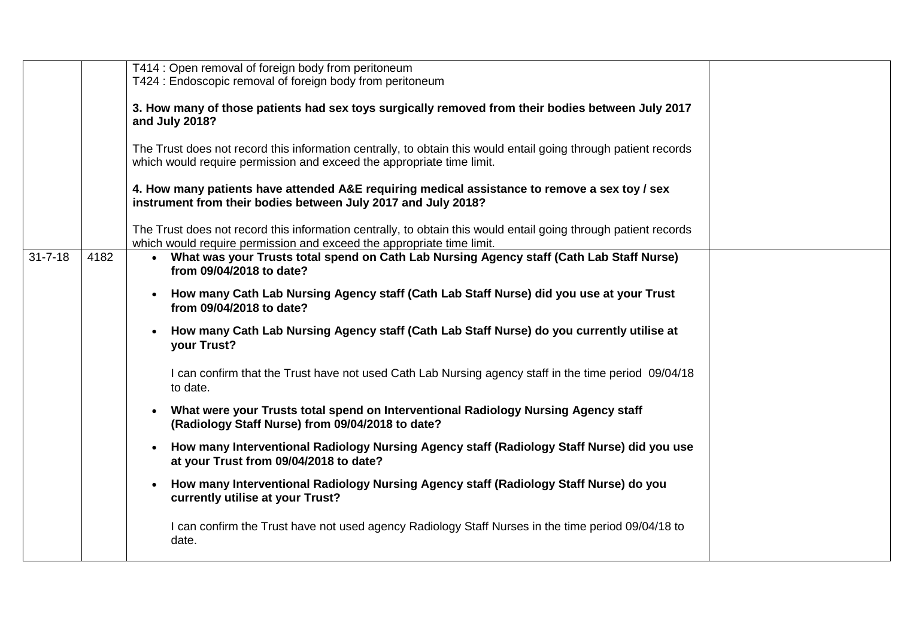| | | | |
|---|---|---|---|
| | | T414 : Open removal of foreign body from peritoneum<br>T424 : Endoscopic removal of foreign body from peritoneum<br><br>**3. How many of those patients had sex toys surgically removed from their bodies between July 2017 and July 2018?**<br><br>The Trust does not record this information centrally, to obtain this would entail going through patient records which would require permission and exceed the appropriate time limit.<br><br>**4. How many patients have attended A&E requiring medical assistance to remove a sex toy / sex instrument from their bodies between July 2017 and July 2018?**<br><br>The Trust does not record this information centrally, to obtain this would entail going through patient records which would require permission and exceed the appropriate time limit. | |
| 31-7-18 | 4182 | • **What was your Trusts total spend on Cath Lab Nursing Agency staff (Cath Lab Staff Nurse) from 09/04/2018 to date?**<br>• **How many Cath Lab Nursing Agency staff (Cath Lab Staff Nurse) did you use at your Trust from 09/04/2018 to date?**<br>• **How many Cath Lab Nursing Agency staff (Cath Lab Staff Nurse) do you currently utilise at your Trust?**<br><br>I can confirm that the Trust have not used Cath Lab Nursing agency staff in the time period 09/04/18 to date.<br><br>• **What were your Trusts total spend on Interventional Radiology Nursing Agency staff (Radiology Staff Nurse) from 09/04/2018 to date?**<br>• **How many Interventional Radiology Nursing Agency staff (Radiology Staff Nurse) did you use at your Trust from 09/04/2018 to date?**<br>• **How many Interventional Radiology Nursing Agency staff (Radiology Staff Nurse) do you currently utilise at your Trust?**<br><br>I can confirm the Trust have not used agency Radiology Staff Nurses in the time period 09/04/18 to date. | |